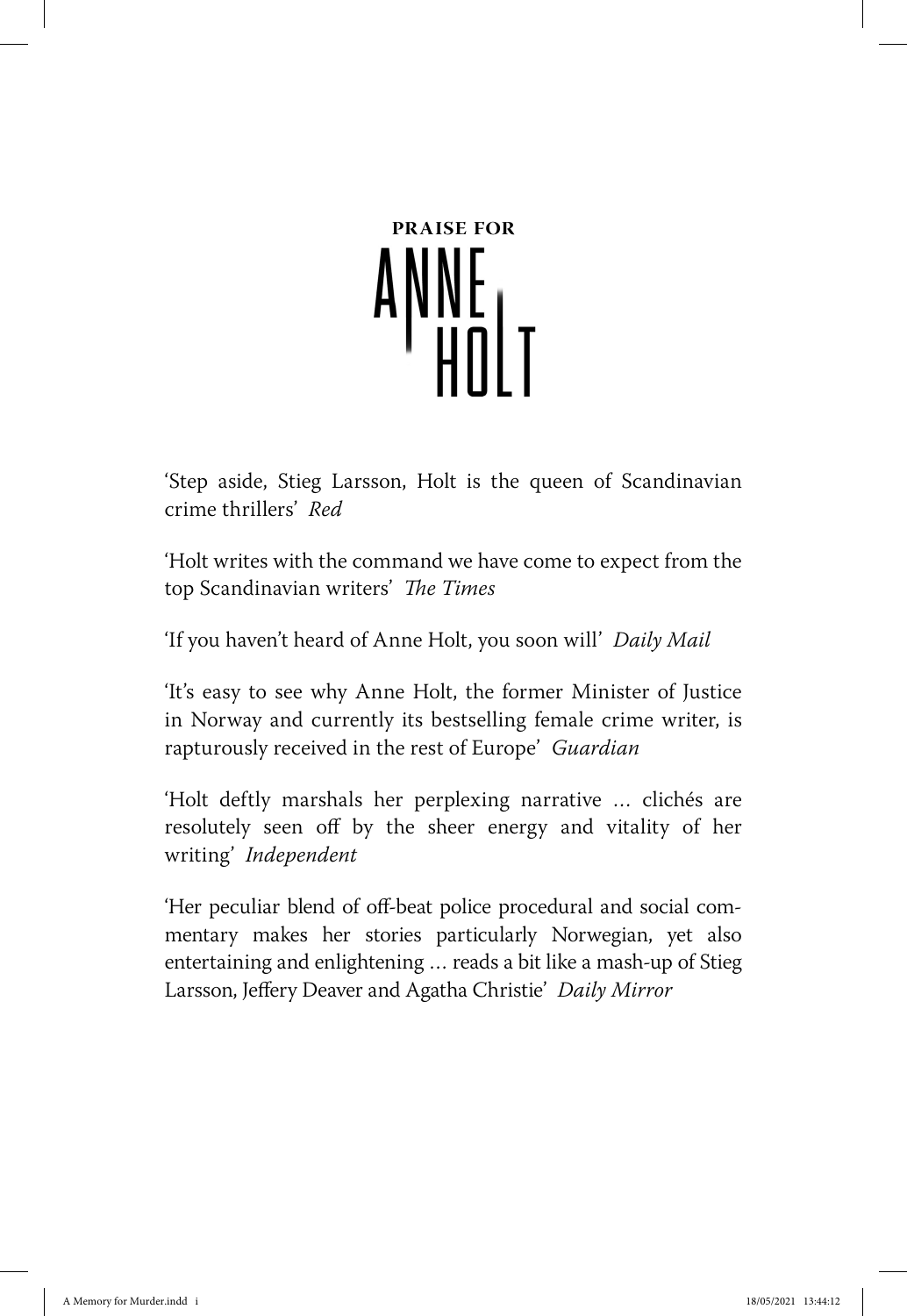# PRAISE FOR ANNE HOLT

'Step aside, Stieg Larsson, Holt is the queen of Scandinavian crime thrillers' *Red*

'Holt writes with the command we have come to expect from the top Scandinavian writers' *The Times*

'If you haven't heard of Anne Holt, you soon will' *Daily Mail*

'It's easy to see why Anne Holt, the former Minister of Justice in Norway and currently its bestselling female crime writer, is rapturously received in the rest of Europe' *Guardian*

'Holt deftly marshals her perplexing narrative … clichés are resolutely seen off by the sheer energy and vitality of her writing' *Independent*

'Her peculiar blend of off-beat police procedural and social commentary makes her stories particularly Norwegian, yet also entertaining and enlightening … reads a bit like a mash-up of Stieg Larsson, Jeffery Deaver and Agatha Christie' *Daily Mirror*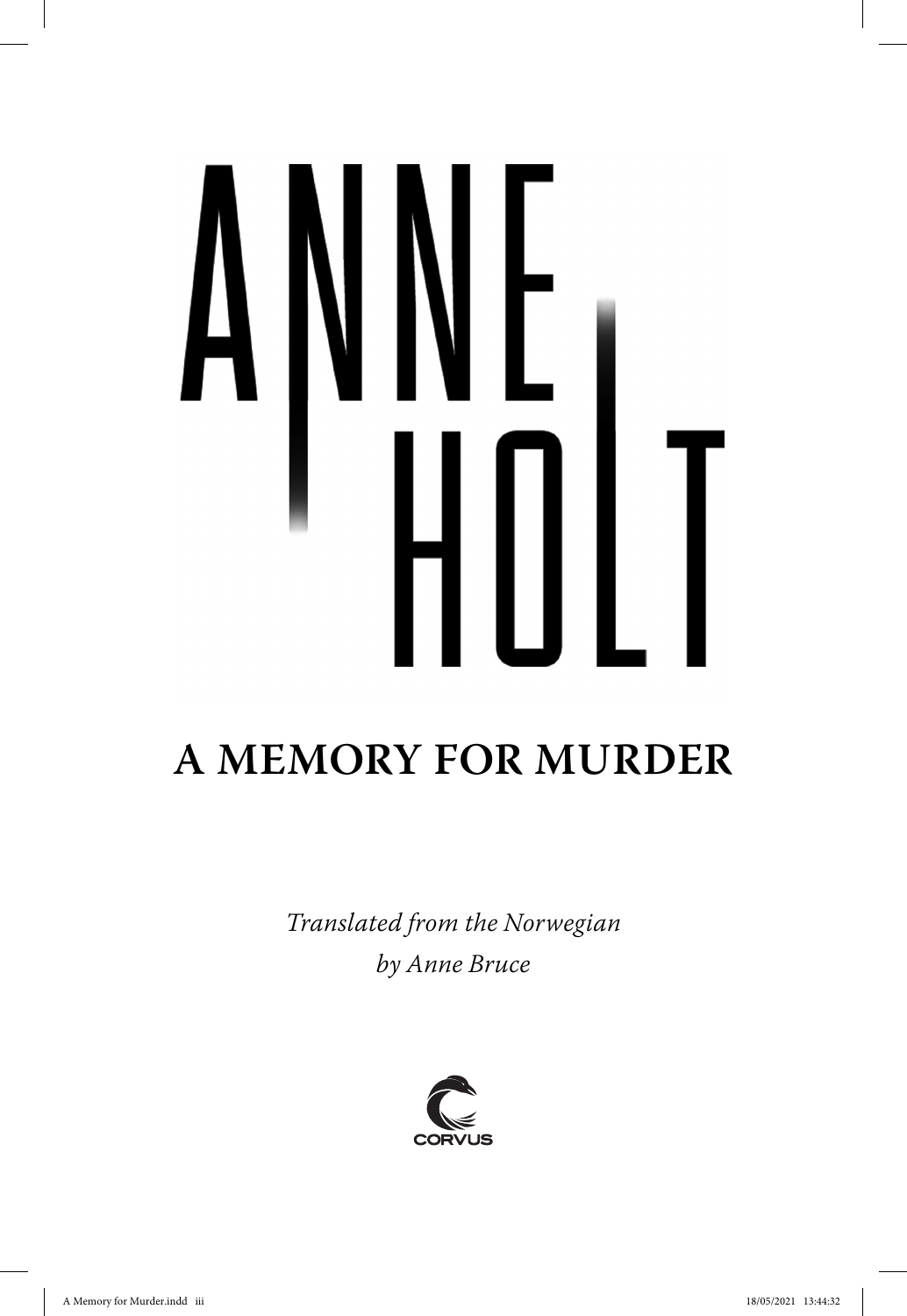# ANNE HOLT

## A MEMORY FOR MURDER

*Translated from the Norwegian*
*by Anne Bruce*

CORVUS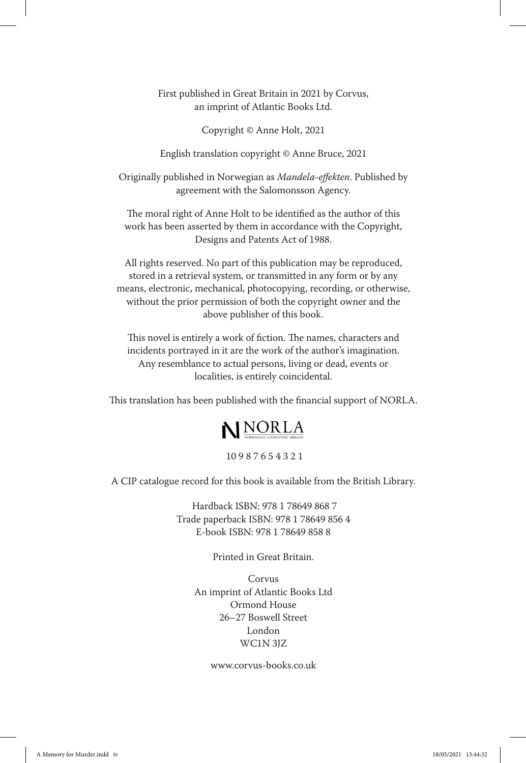First published in Great Britain in 2021 by Corvus, an imprint of Atlantic Books Ltd.

Copyright © Anne Holt, 2021

English translation copyright © Anne Bruce, 2021

Originally published in Norwegian as *Mandela-effekten*. Published by agreement with the Salomonsson Agency.

The moral right of Anne Holt to be identified as the author of this work has been asserted by them in accordance with the Copyright, Designs and Patents Act of 1988.

All rights reserved. No part of this publication may be reproduced, stored in a retrieval system, or transmitted in any form or by any means, electronic, mechanical, photocopying, recording, or otherwise, without the prior permission of both the copyright owner and the above publisher of this book.

This novel is entirely a work of fiction. The names, characters and incidents portrayed in it are the work of the author's imagination. Any resemblance to actual persons, living or dead, events or localities, is entirely coincidental.

This translation has been published with the financial support of NORLA.

NORLA
NORWEGIAN LITERATURE ABROAD

10 9 8 7 6 5 4 3 2 1

A CIP catalogue record for this book is available from the British Library.

Hardback ISBN: 978 1 78649 868 7
Trade paperback ISBN: 978 1 78649 856 4
E-book ISBN: 978 1 78649 858 8

Printed in Great Britain.

Corvus
An imprint of Atlantic Books Ltd
Ormond House
26–27 Boswell Street
London
WC1N 3JZ

www.corvus-books.co.uk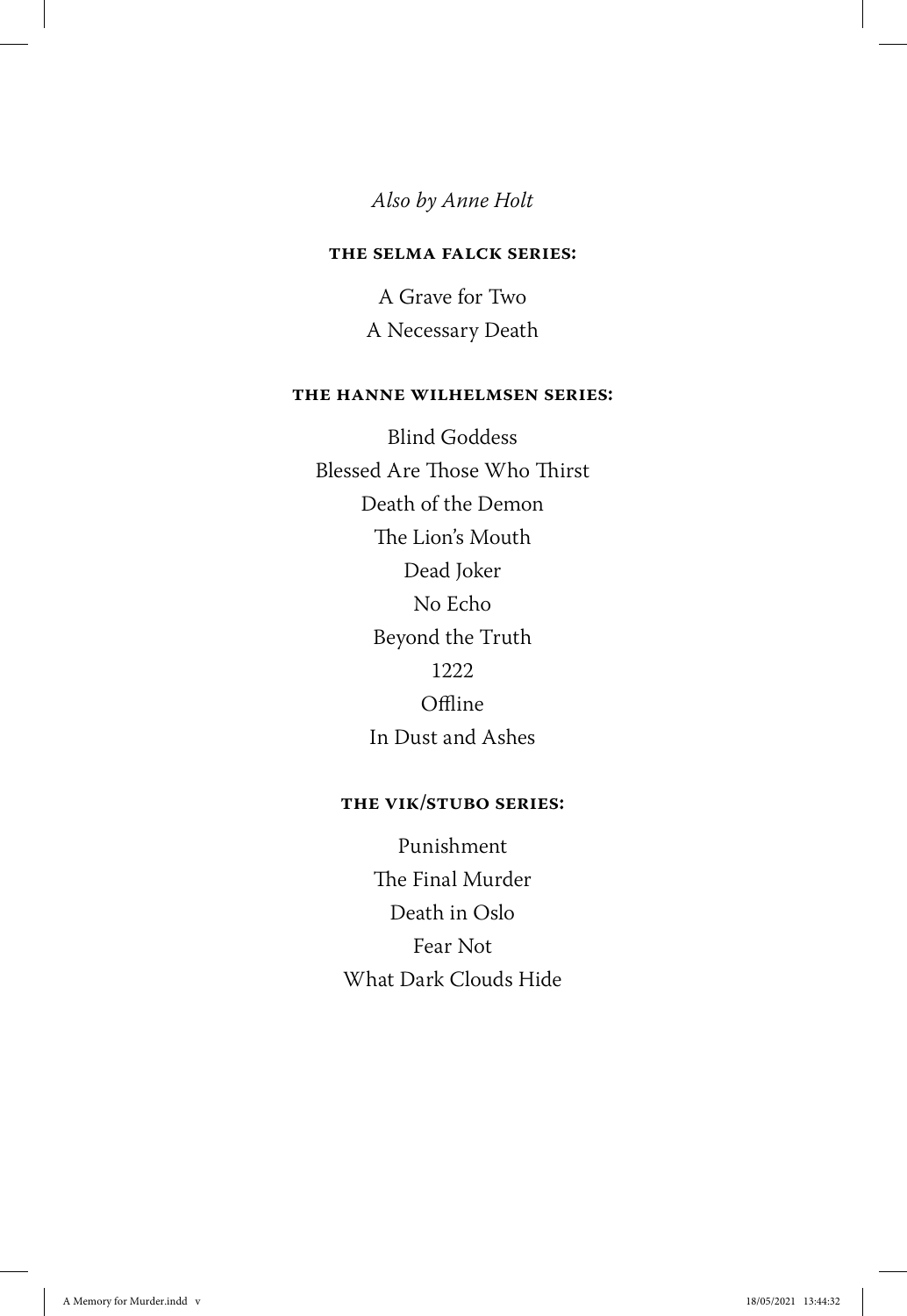*Also by Anne Holt*

**THE SELMA FALCK SERIES:**

A Grave for Two

A Necessary Death

**THE HANNE WILHELMSEN SERIES:**

Blind Goddess

Blessed Are Those Who Thirst

Death of the Demon

The Lion's Mouth

Dead Joker

No Echo

Beyond the Truth

1222

Offline

In Dust and Ashes

**THE VIK/STUBO SERIES:**

Punishment

The Final Murder

Death in Oslo

Fear Not

What Dark Clouds Hide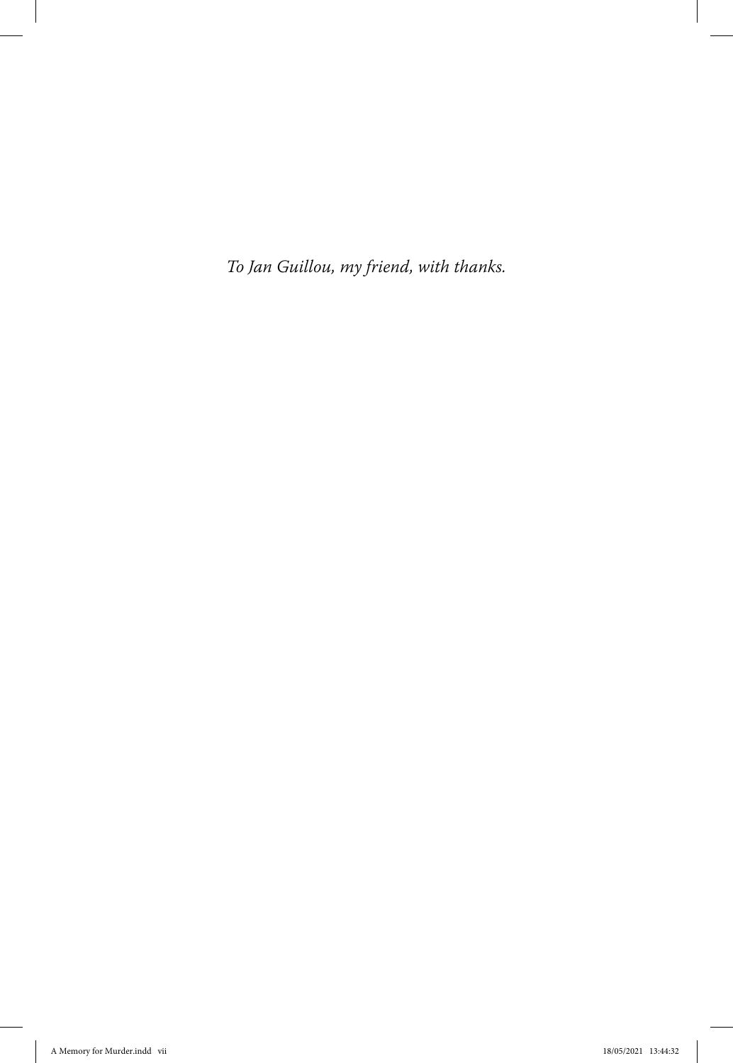*To Jan Guillou, my friend, with thanks.*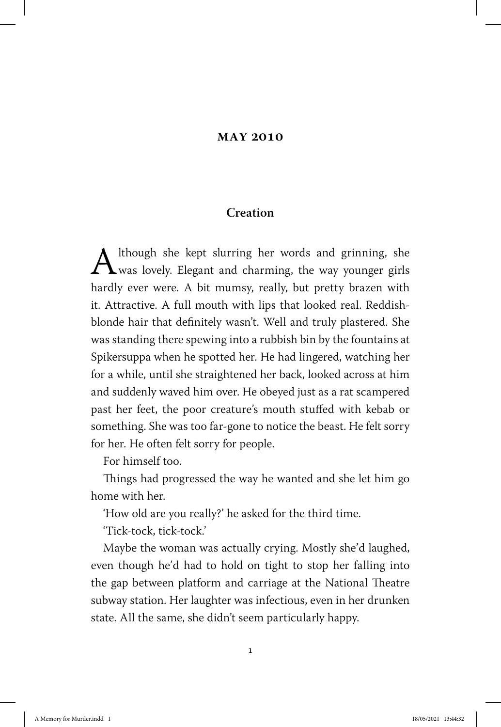## MAY 2010

### Creation

Although she kept slurring her words and grinning, she was lovely. Elegant and charming, the way younger girls hardly ever were. A bit mumsy, really, but pretty brazen with it. Attractive. A full mouth with lips that looked real. Reddish-blonde hair that definitely wasn't. Well and truly plastered. She was standing there spewing into a rubbish bin by the fountains at Spikersuppa when he spotted her. He had lingered, watching her for a while, until she straightened her back, looked across at him and suddenly waved him over. He obeyed just as a rat scampered past her feet, the poor creature's mouth stuffed with kebab or something. She was too far-gone to notice the beast. He felt sorry for her. He often felt sorry for people.

For himself too.

Things had progressed the way he wanted and she let him go home with her.

'How old are you really?' he asked for the third time.

'Tick-tock, tick-tock.'

Maybe the woman was actually crying. Mostly she'd laughed, even though he'd had to hold on tight to stop her falling into the gap between platform and carriage at the National Theatre subway station. Her laughter was infectious, even in her drunken state. All the same, she didn't seem particularly happy.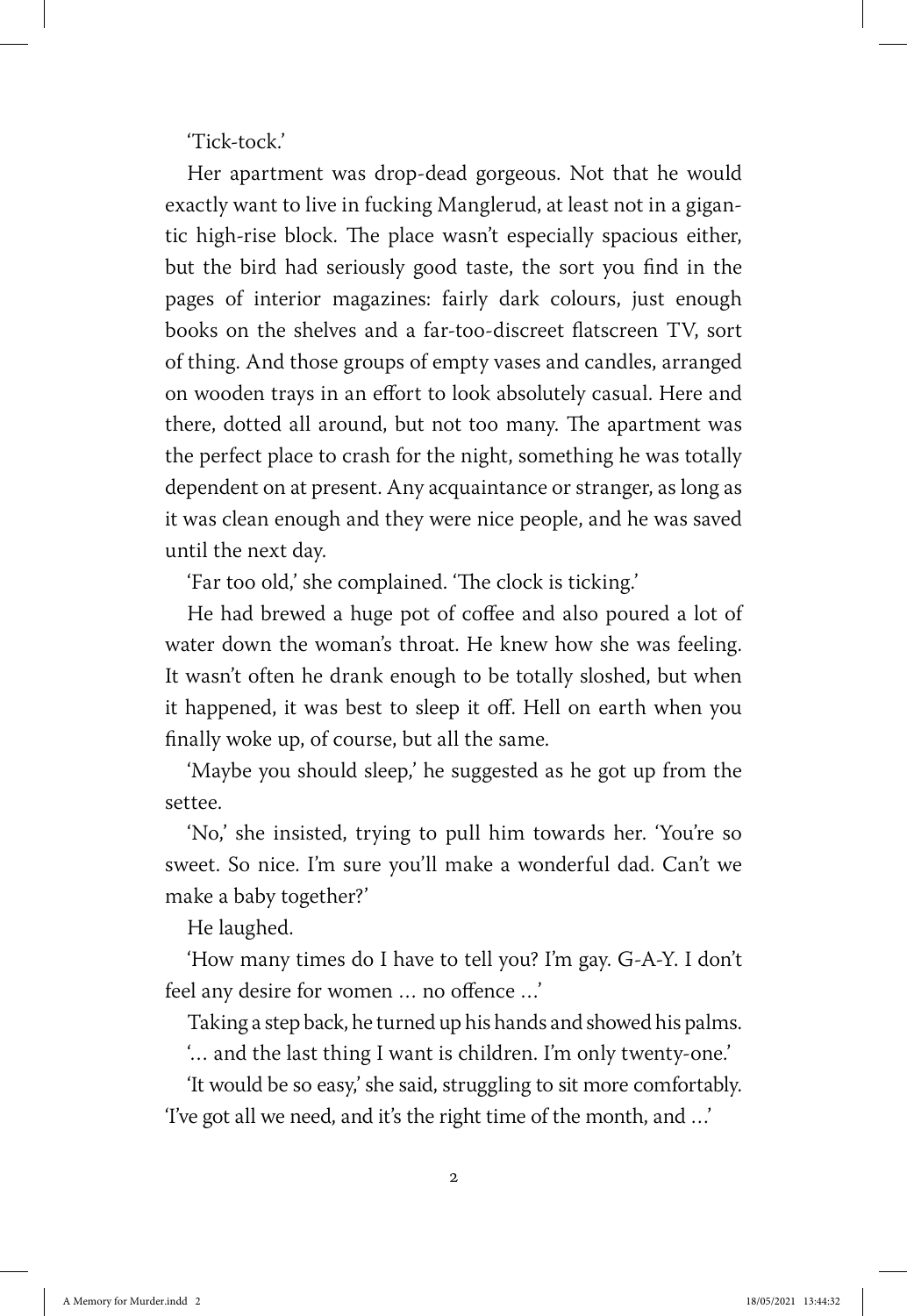'Tick-tock.'

Her apartment was drop-dead gorgeous. Not that he would exactly want to live in fucking Manglerud, at least not in a gigantic high-rise block. The place wasn't especially spacious either, but the bird had seriously good taste, the sort you find in the pages of interior magazines: fairly dark colours, just enough books on the shelves and a far-too-discreet flatscreen TV, sort of thing. And those groups of empty vases and candles, arranged on wooden trays in an effort to look absolutely casual. Here and there, dotted all around, but not too many. The apartment was the perfect place to crash for the night, something he was totally dependent on at present. Any acquaintance or stranger, as long as it was clean enough and they were nice people, and he was saved until the next day.

'Far too old,' she complained. 'The clock is ticking.'

He had brewed a huge pot of coffee and also poured a lot of water down the woman's throat. He knew how she was feeling. It wasn't often he drank enough to be totally sloshed, but when it happened, it was best to sleep it off. Hell on earth when you finally woke up, of course, but all the same.

'Maybe you should sleep,' he suggested as he got up from the settee.

'No,' she insisted, trying to pull him towards her. 'You're so sweet. So nice. I'm sure you'll make a wonderful dad. Can't we make a baby together?'

He laughed.

'How many times do I have to tell you? I'm gay. G-A-Y. I don't feel any desire for women … no offence …'

Taking a step back, he turned up his hands and showed his palms.

'… and the last thing I want is children. I'm only twenty-one.'

'It would be so easy,' she said, struggling to sit more comfortably. 'I've got all we need, and it's the right time of the month, and …'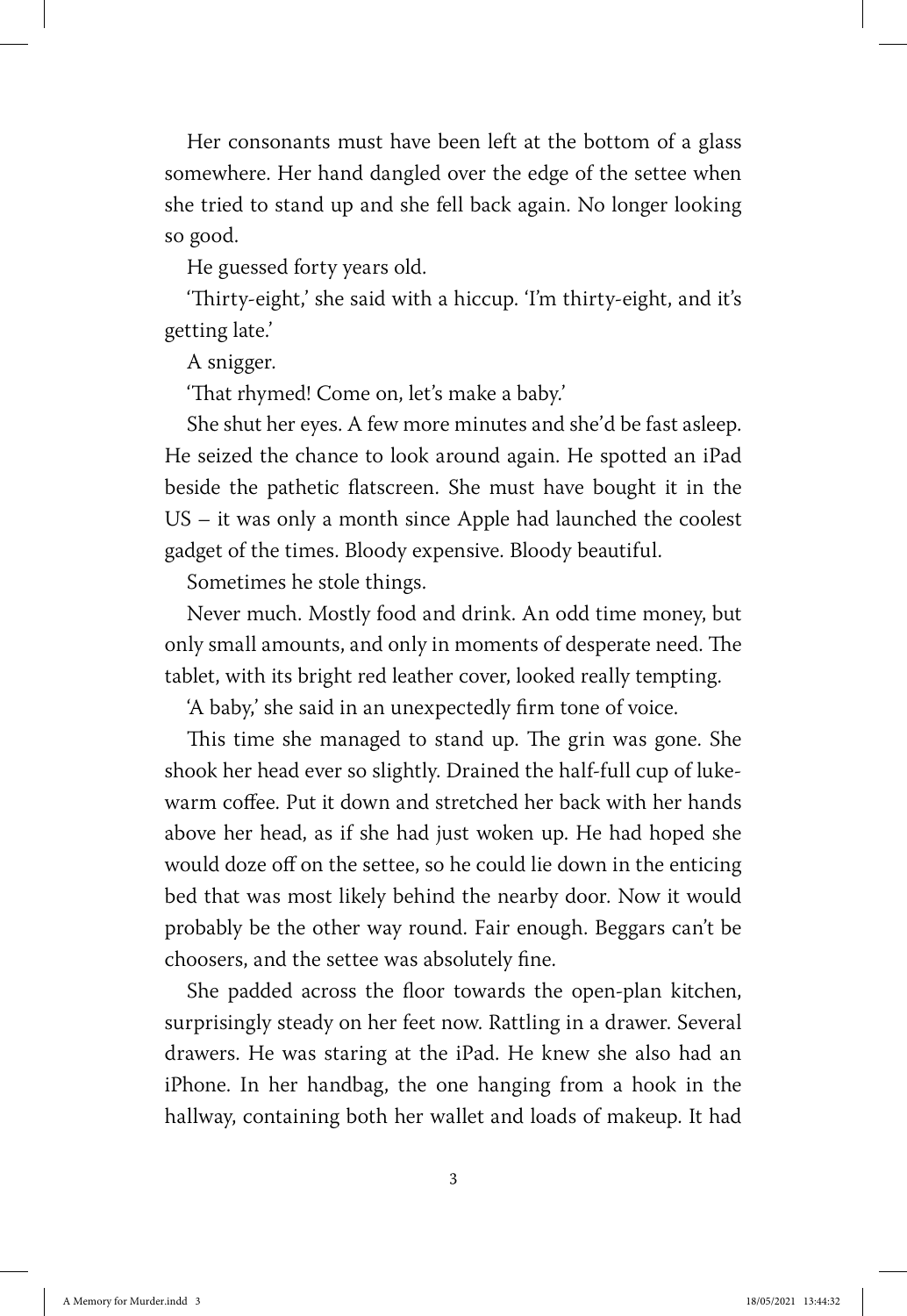Her consonants must have been left at the bottom of a glass somewhere. Her hand dangled over the edge of the settee when she tried to stand up and she fell back again. No longer looking so good.

He guessed forty years old.

'Thirty-eight,' she said with a hiccup. 'I'm thirty-eight, and it's getting late.'

A snigger.

'That rhymed! Come on, let's make a baby.'

She shut her eyes. A few more minutes and she'd be fast asleep. He seized the chance to look around again. He spotted an iPad beside the pathetic flatscreen. She must have bought it in the US – it was only a month since Apple had launched the coolest gadget of the times. Bloody expensive. Bloody beautiful.

Sometimes he stole things.

Never much. Mostly food and drink. An odd time money, but only small amounts, and only in moments of desperate need. The tablet, with its bright red leather cover, looked really tempting.

'A baby,' she said in an unexpectedly firm tone of voice.

This time she managed to stand up. The grin was gone. She shook her head ever so slightly. Drained the half-full cup of lukewarm coffee. Put it down and stretched her back with her hands above her head, as if she had just woken up. He had hoped she would doze off on the settee, so he could lie down in the enticing bed that was most likely behind the nearby door. Now it would probably be the other way round. Fair enough. Beggars can't be choosers, and the settee was absolutely fine.

She padded across the floor towards the open-plan kitchen, surprisingly steady on her feet now. Rattling in a drawer. Several drawers. He was staring at the iPad. He knew she also had an iPhone. In her handbag, the one hanging from a hook in the hallway, containing both her wallet and loads of makeup. It had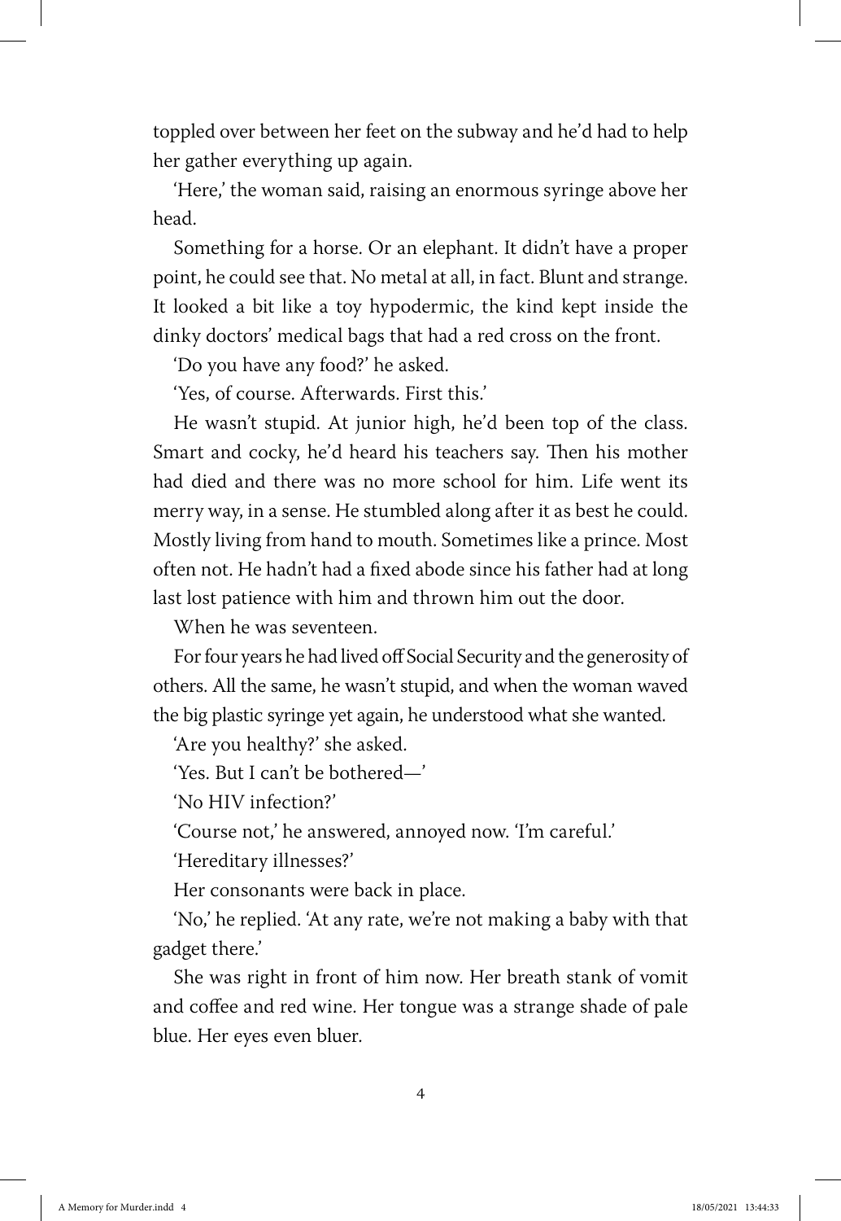toppled over between her feet on the subway and he'd had to help her gather everything up again.

'Here,' the woman said, raising an enormous syringe above her head.

Something for a horse. Or an elephant. It didn't have a proper point, he could see that. No metal at all, in fact. Blunt and strange. It looked a bit like a toy hypodermic, the kind kept inside the dinky doctors' medical bags that had a red cross on the front.

'Do you have any food?' he asked.

'Yes, of course. Afterwards. First this.'

He wasn't stupid. At junior high, he'd been top of the class. Smart and cocky, he'd heard his teachers say. Then his mother had died and there was no more school for him. Life went its merry way, in a sense. He stumbled along after it as best he could. Mostly living from hand to mouth. Sometimes like a prince. Most often not. He hadn't had a fixed abode since his father had at long last lost patience with him and thrown him out the door.

When he was seventeen.

For four years he had lived off Social Security and the generosity of others. All the same, he wasn't stupid, and when the woman waved the big plastic syringe yet again, he understood what she wanted.

'Are you healthy?' she asked.

'Yes. But I can't be bothered—'

'No HIV infection?'

'Course not,' he answered, annoyed now. 'I'm careful.'

'Hereditary illnesses?'

Her consonants were back in place.

'No,' he replied. 'At any rate, we're not making a baby with that gadget there.'

She was right in front of him now. Her breath stank of vomit and coffee and red wine. Her tongue was a strange shade of pale blue. Her eyes even bluer.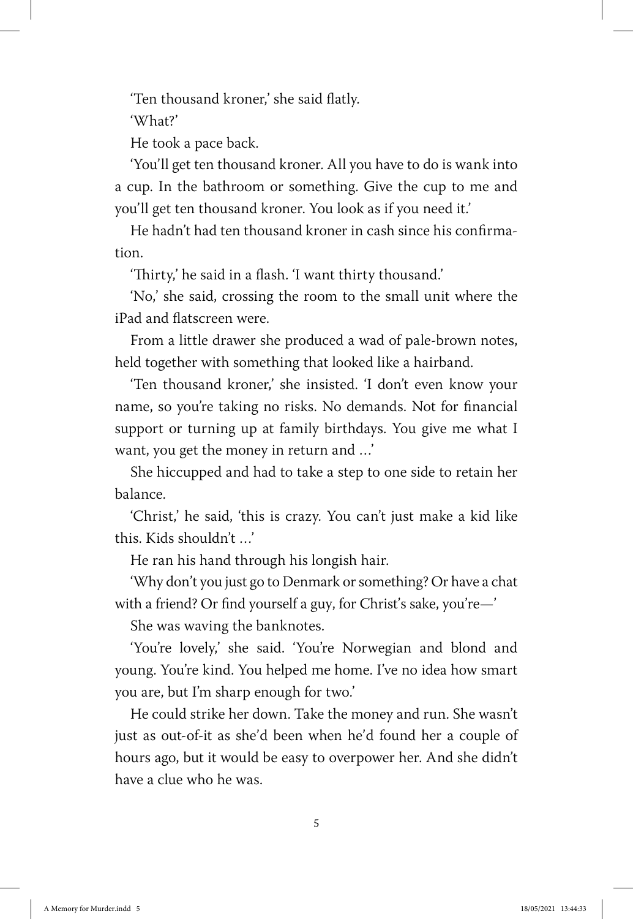'Ten thousand kroner,' she said flatly.

'What?'

He took a pace back.

'You'll get ten thousand kroner. All you have to do is wank into a cup. In the bathroom or something. Give the cup to me and you'll get ten thousand kroner. You look as if you need it.'

He hadn't had ten thousand kroner in cash since his confirmation.

'Thirty,' he said in a flash. 'I want thirty thousand.'

'No,' she said, crossing the room to the small unit where the iPad and flatscreen were.

From a little drawer she produced a wad of pale-brown notes, held together with something that looked like a hairband.

'Ten thousand kroner,' she insisted. 'I don't even know your name, so you're taking no risks. No demands. Not for financial support or turning up at family birthdays. You give me what I want, you get the money in return and ...'

She hiccupped and had to take a step to one side to retain her balance.

'Christ,' he said, 'this is crazy. You can't just make a kid like this. Kids shouldn't ...'

He ran his hand through his longish hair.

'Why don't you just go to Denmark or something? Or have a chat with a friend? Or find yourself a guy, for Christ's sake, you're—'

She was waving the banknotes.

'You're lovely,' she said. 'You're Norwegian and blond and young. You're kind. You helped me home. I've no idea how smart you are, but I'm sharp enough for two.'

He could strike her down. Take the money and run. She wasn't just as out-of-it as she'd been when he'd found her a couple of hours ago, but it would be easy to overpower her. And she didn't have a clue who he was.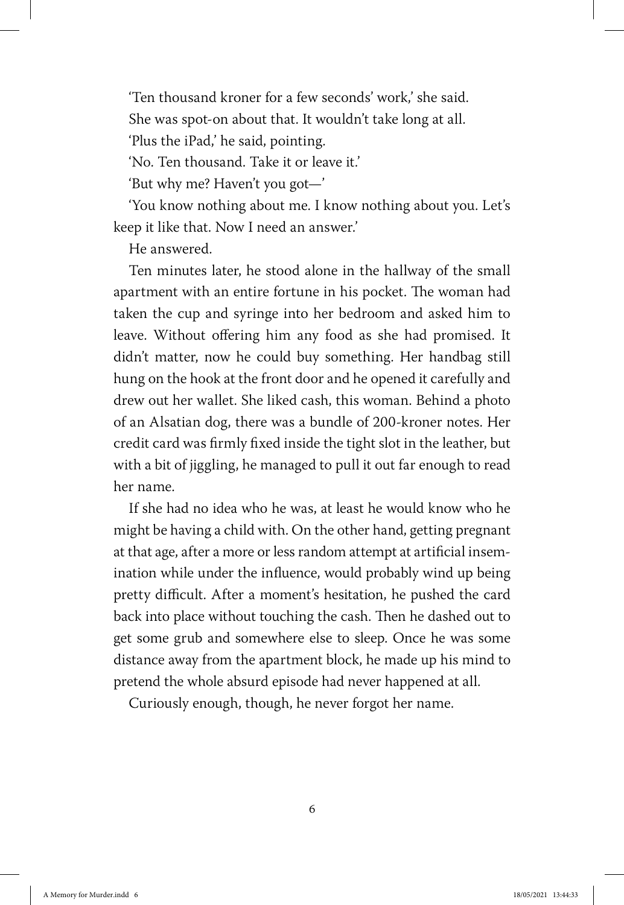'Ten thousand kroner for a few seconds' work,' she said.

She was spot-on about that. It wouldn't take long at all.

'Plus the iPad,' he said, pointing.

'No. Ten thousand. Take it or leave it.'

'But why me? Haven't you got—'

'You know nothing about me. I know nothing about you. Let's keep it like that. Now I need an answer.'

He answered.

Ten minutes later, he stood alone in the hallway of the small apartment with an entire fortune in his pocket. The woman had taken the cup and syringe into her bedroom and asked him to leave. Without offering him any food as she had promised. It didn't matter, now he could buy something. Her handbag still hung on the hook at the front door and he opened it carefully and drew out her wallet. She liked cash, this woman. Behind a photo of an Alsatian dog, there was a bundle of 200-kroner notes. Her credit card was firmly fixed inside the tight slot in the leather, but with a bit of jiggling, he managed to pull it out far enough to read her name.

If she had no idea who he was, at least he would know who he might be having a child with. On the other hand, getting pregnant at that age, after a more or less random attempt at artificial insemination while under the influence, would probably wind up being pretty difficult. After a moment's hesitation, he pushed the card back into place without touching the cash. Then he dashed out to get some grub and somewhere else to sleep. Once he was some distance away from the apartment block, he made up his mind to pretend the whole absurd episode had never happened at all.

Curiously enough, though, he never forgot her name.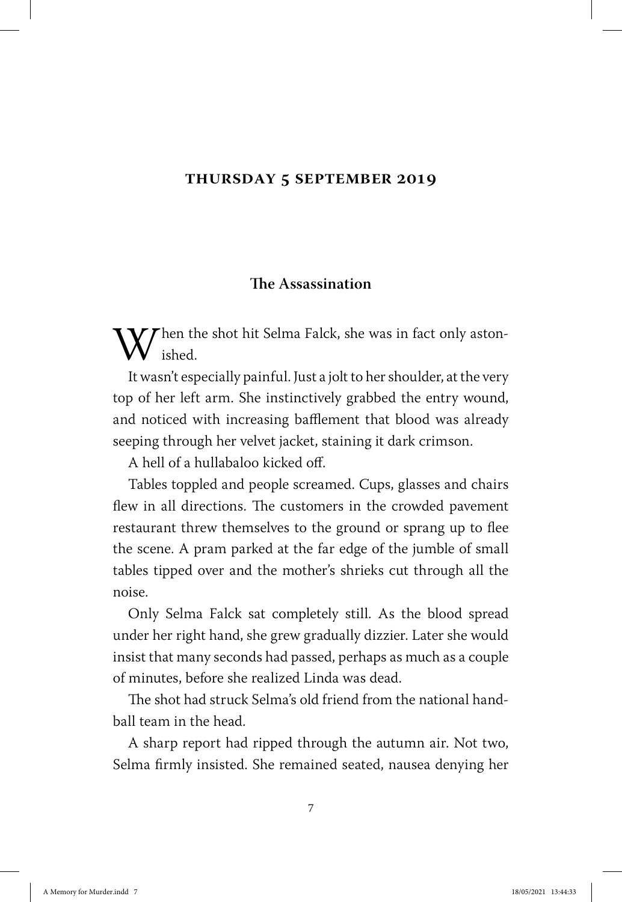## THURSDAY 5 SEPTEMBER 2019

### The Assassination

When the shot hit Selma Falck, she was in fact only astonished.

It wasn't especially painful. Just a jolt to her shoulder, at the very top of her left arm. She instinctively grabbed the entry wound, and noticed with increasing bafflement that blood was already seeping through her velvet jacket, staining it dark crimson.

A hell of a hullabaloo kicked off.

Tables toppled and people screamed. Cups, glasses and chairs flew in all directions. The customers in the crowded pavement restaurant threw themselves to the ground or sprang up to flee the scene. A pram parked at the far edge of the jumble of small tables tipped over and the mother's shrieks cut through all the noise.

Only Selma Falck sat completely still. As the blood spread under her right hand, she grew gradually dizzier. Later she would insist that many seconds had passed, perhaps as much as a couple of minutes, before she realized Linda was dead.

The shot had struck Selma's old friend from the national handball team in the head.

A sharp report had ripped through the autumn air. Not two, Selma firmly insisted. She remained seated, nausea denying her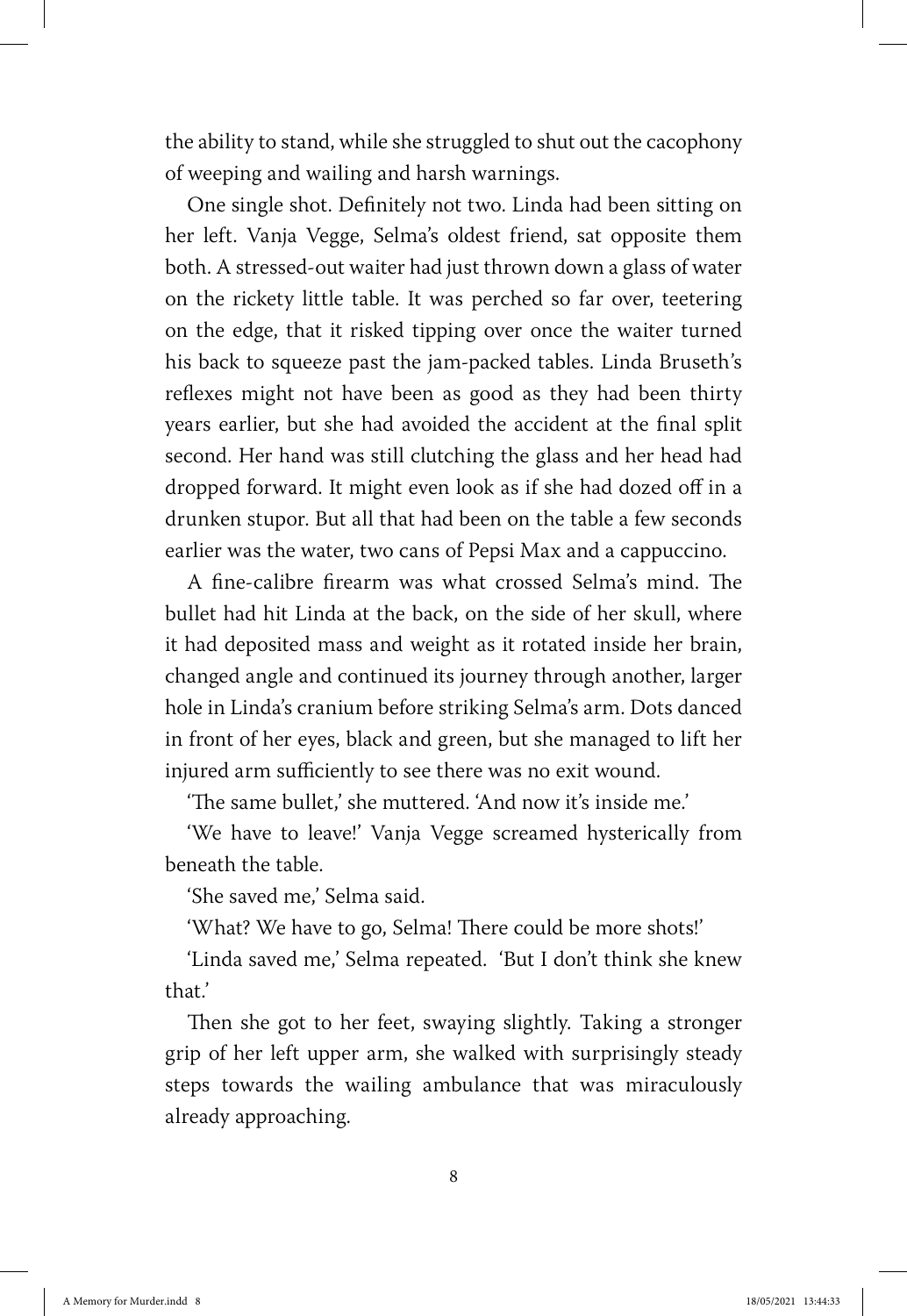the ability to stand, while she struggled to shut out the cacophony of weeping and wailing and harsh warnings.

One single shot. Definitely not two. Linda had been sitting on her left. Vanja Vegge, Selma's oldest friend, sat opposite them both. A stressed-out waiter had just thrown down a glass of water on the rickety little table. It was perched so far over, teetering on the edge, that it risked tipping over once the waiter turned his back to squeeze past the jam-packed tables. Linda Bruseth's reflexes might not have been as good as they had been thirty years earlier, but she had avoided the accident at the final split second. Her hand was still clutching the glass and her head had dropped forward. It might even look as if she had dozed off in a drunken stupor. But all that had been on the table a few seconds earlier was the water, two cans of Pepsi Max and a cappuccino.

A fine-calibre firearm was what crossed Selma's mind. The bullet had hit Linda at the back, on the side of her skull, where it had deposited mass and weight as it rotated inside her brain, changed angle and continued its journey through another, larger hole in Linda's cranium before striking Selma's arm. Dots danced in front of her eyes, black and green, but she managed to lift her injured arm sufficiently to see there was no exit wound.

'The same bullet,' she muttered. 'And now it's inside me.'

'We have to leave!' Vanja Vegge screamed hysterically from beneath the table.

'She saved me,' Selma said.

'What? We have to go, Selma! There could be more shots!'

'Linda saved me,' Selma repeated. 'But I don't think she knew that.'

Then she got to her feet, swaying slightly. Taking a stronger grip of her left upper arm, she walked with surprisingly steady steps towards the wailing ambulance that was miraculously already approaching.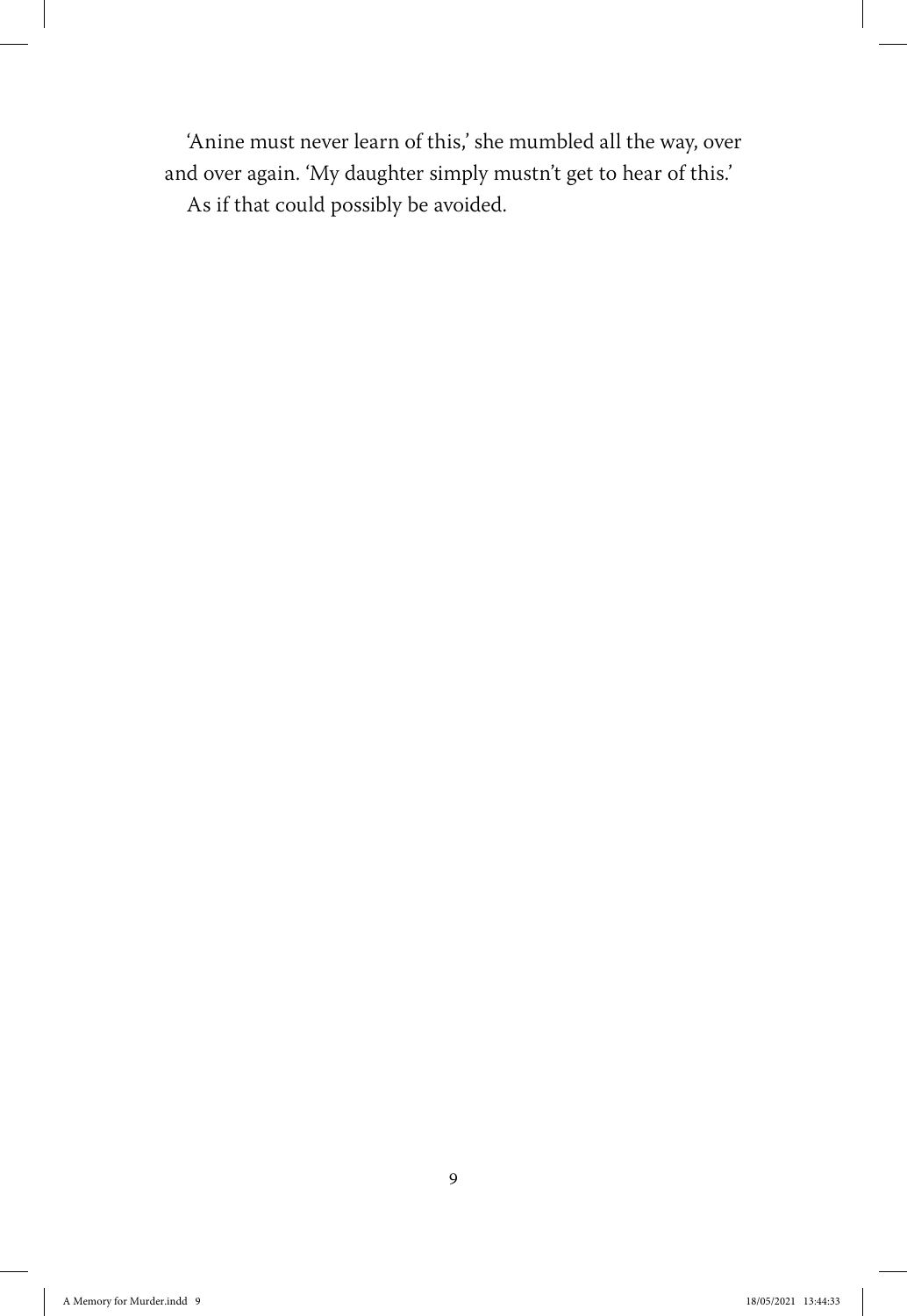'Anine must never learn of this,' she mumbled all the way, over and over again. 'My daughter simply mustn't get to hear of this.'

As if that could possibly be avoided.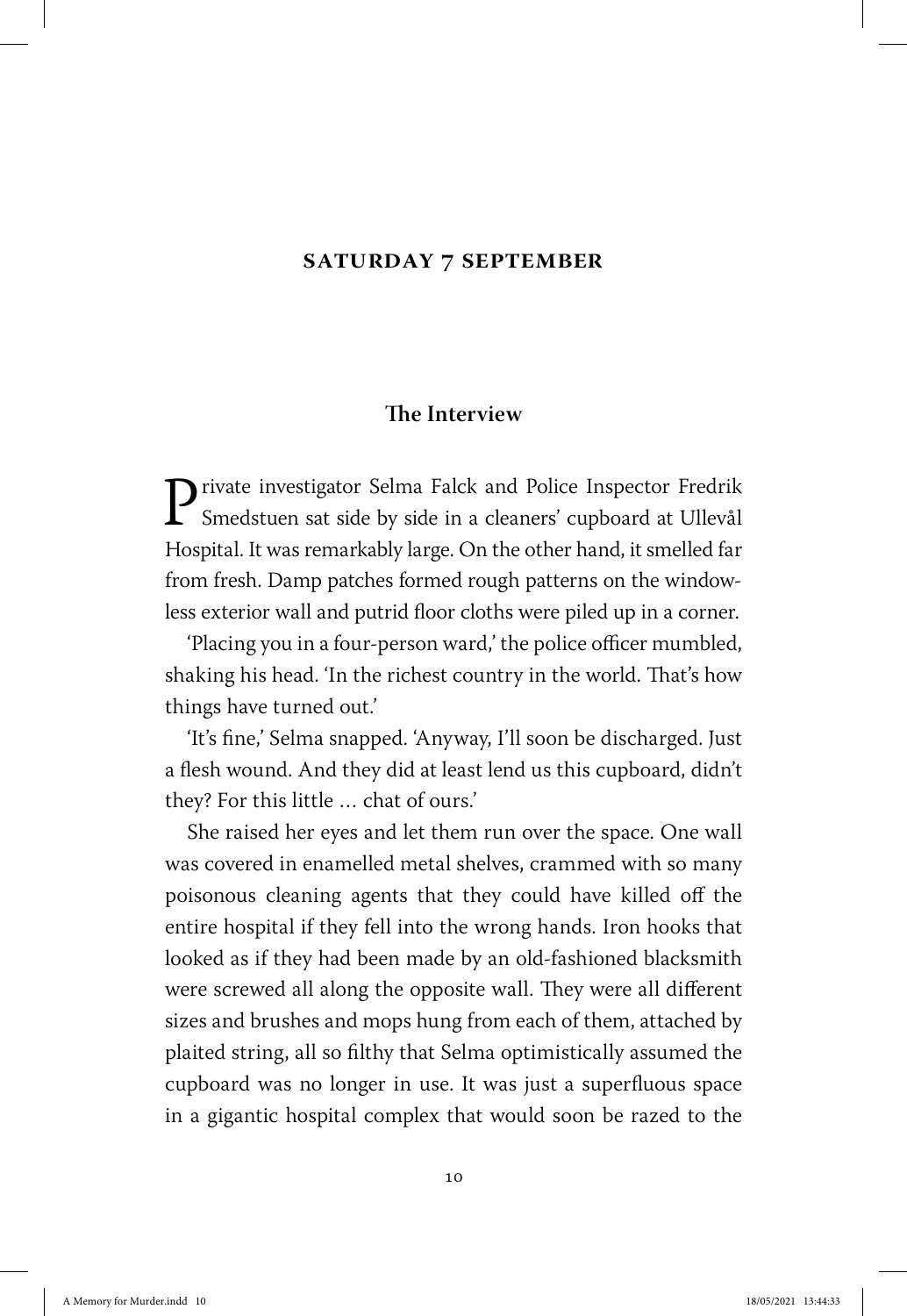## SATURDAY 7 SEPTEMBER

### The Interview

Private investigator Selma Falck and Police Inspector Fredrik Smedstuen sat side by side in a cleaners' cupboard at Ullevål Hospital. It was remarkably large. On the other hand, it smelled far from fresh. Damp patches formed rough patterns on the windowless exterior wall and putrid floor cloths were piled up in a corner.

'Placing you in a four-person ward,' the police officer mumbled, shaking his head. 'In the richest country in the world. That's how things have turned out.'

'It's fine,' Selma snapped. 'Anyway, I'll soon be discharged. Just a flesh wound. And they did at least lend us this cupboard, didn't they? For this little … chat of ours.'

She raised her eyes and let them run over the space. One wall was covered in enamelled metal shelves, crammed with so many poisonous cleaning agents that they could have killed off the entire hospital if they fell into the wrong hands. Iron hooks that looked as if they had been made by an old-fashioned blacksmith were screwed all along the opposite wall. They were all different sizes and brushes and mops hung from each of them, attached by plaited string, all so filthy that Selma optimistically assumed the cupboard was no longer in use. It was just a superfluous space in a gigantic hospital complex that would soon be razed to the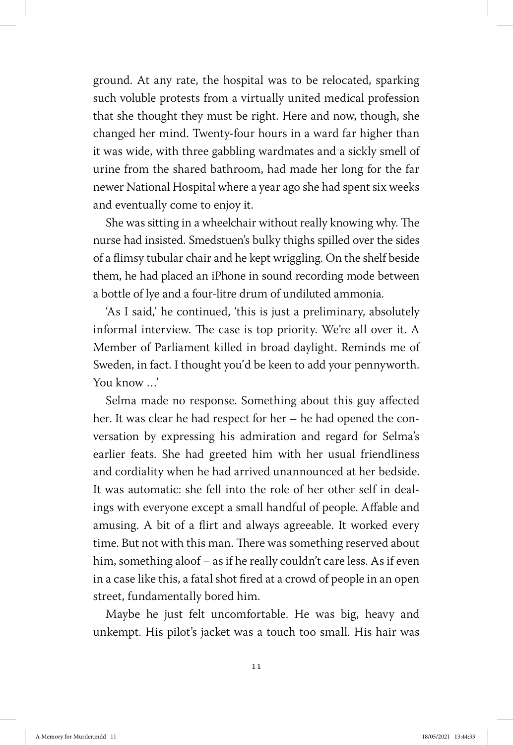ground. At any rate, the hospital was to be relocated, sparking such voluble protests from a virtually united medical profession that she thought they must be right. Here and now, though, she changed her mind. Twenty-four hours in a ward far higher than it was wide, with three gabbling wardmates and a sickly smell of urine from the shared bathroom, had made her long for the far newer National Hospital where a year ago she had spent six weeks and eventually come to enjoy it.

She was sitting in a wheelchair without really knowing why. The nurse had insisted. Smedstuen's bulky thighs spilled over the sides of a flimsy tubular chair and he kept wriggling. On the shelf beside them, he had placed an iPhone in sound recording mode between a bottle of lye and a four-litre drum of undiluted ammonia.

'As I said,' he continued, 'this is just a preliminary, absolutely informal interview. The case is top priority. We're all over it. A Member of Parliament killed in broad daylight. Reminds me of Sweden, in fact. I thought you'd be keen to add your pennyworth. You know ...'

Selma made no response. Something about this guy affected her. It was clear he had respect for her – he had opened the conversation by expressing his admiration and regard for Selma's earlier feats. She had greeted him with her usual friendliness and cordiality when he had arrived unannounced at her bedside. It was automatic: she fell into the role of her other self in dealings with everyone except a small handful of people. Affable and amusing. A bit of a flirt and always agreeable. It worked every time. But not with this man. There was something reserved about him, something aloof – as if he really couldn't care less. As if even in a case like this, a fatal shot fired at a crowd of people in an open street, fundamentally bored him.

Maybe he just felt uncomfortable. He was big, heavy and unkempt. His pilot's jacket was a touch too small. His hair was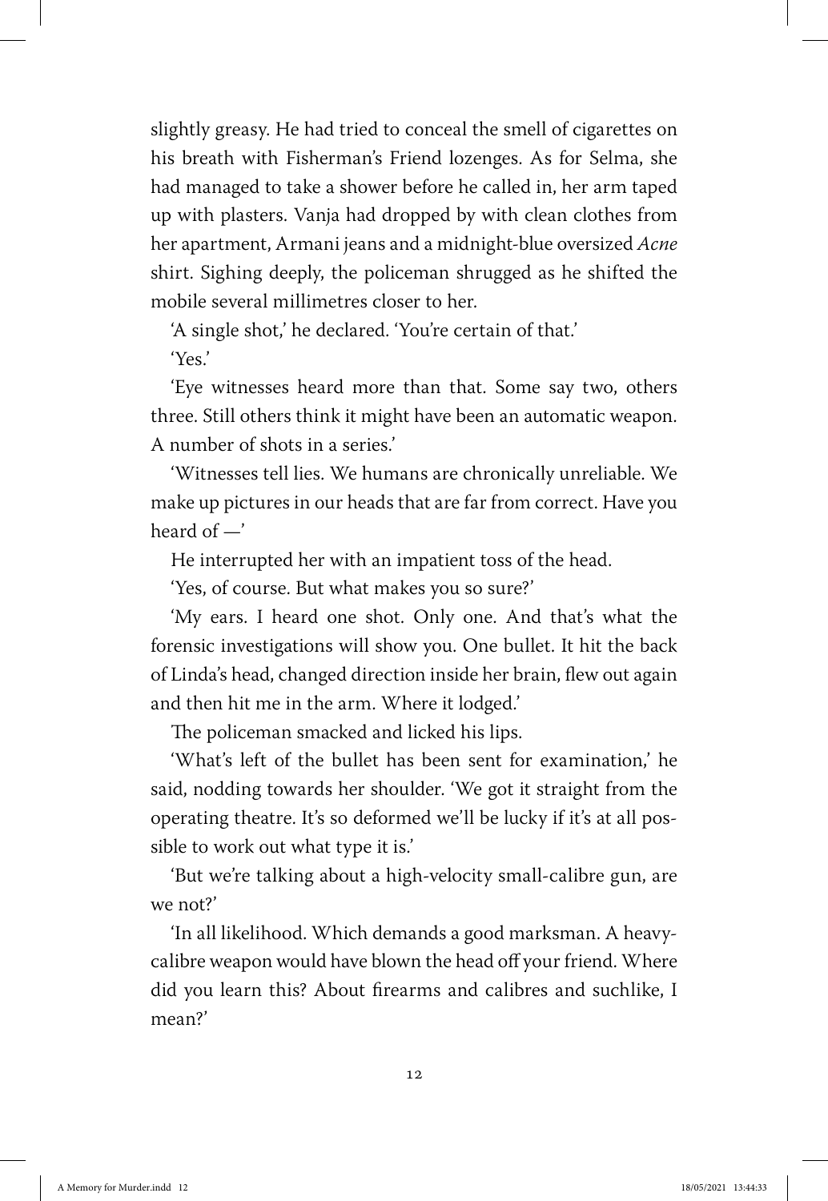slightly greasy. He had tried to conceal the smell of cigarettes on his breath with Fisherman's Friend lozenges. As for Selma, she had managed to take a shower before he called in, her arm taped up with plasters. Vanja had dropped by with clean clothes from her apartment, Armani jeans and a midnight-blue oversized *Acne* shirt. Sighing deeply, the policeman shrugged as he shifted the mobile several millimetres closer to her.

'A single shot,' he declared. 'You're certain of that.'

'Yes.'

'Eye witnesses heard more than that. Some say two, others three. Still others think it might have been an automatic weapon. A number of shots in a series.'

'Witnesses tell lies. We humans are chronically unreliable. We make up pictures in our heads that are far from correct. Have you heard of —'

He interrupted her with an impatient toss of the head.

'Yes, of course. But what makes you so sure?'

'My ears. I heard one shot. Only one. And that's what the forensic investigations will show you. One bullet. It hit the back of Linda's head, changed direction inside her brain, flew out again and then hit me in the arm. Where it lodged.'

The policeman smacked and licked his lips.

'What's left of the bullet has been sent for examination,' he said, nodding towards her shoulder. 'We got it straight from the operating theatre. It's so deformed we'll be lucky if it's at all possible to work out what type it is.'

'But we're talking about a high-velocity small-calibre gun, are we not?'

'In all likelihood. Which demands a good marksman. A heavy-calibre weapon would have blown the head off your friend. Where did you learn this? About firearms and calibres and suchlike, I mean?'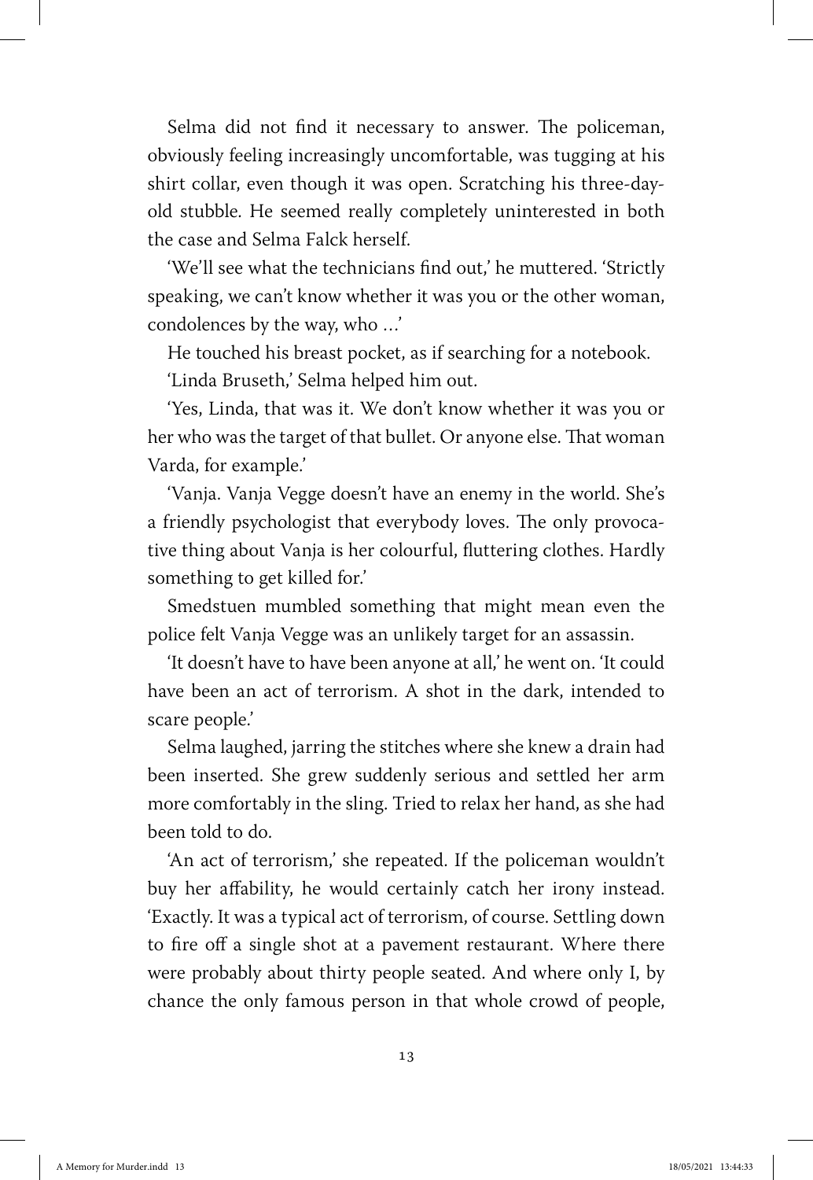Selma did not find it necessary to answer. The policeman, obviously feeling increasingly uncomfortable, was tugging at his shirt collar, even though it was open. Scratching his three-day-old stubble. He seemed really completely uninterested in both the case and Selma Falck herself.

'We'll see what the technicians find out,' he muttered. 'Strictly speaking, we can't know whether it was you or the other woman, condolences by the way, who …'

He touched his breast pocket, as if searching for a notebook.

'Linda Bruseth,' Selma helped him out.

'Yes, Linda, that was it. We don't know whether it was you or her who was the target of that bullet. Or anyone else. That woman Varda, for example.'

'Vanja. Vanja Vegge doesn't have an enemy in the world. She's a friendly psychologist that everybody loves. The only provocative thing about Vanja is her colourful, fluttering clothes. Hardly something to get killed for.'

Smedstuen mumbled something that might mean even the police felt Vanja Vegge was an unlikely target for an assassin.

'It doesn't have to have been anyone at all,' he went on. 'It could have been an act of terrorism. A shot in the dark, intended to scare people.'

Selma laughed, jarring the stitches where she knew a drain had been inserted. She grew suddenly serious and settled her arm more comfortably in the sling. Tried to relax her hand, as she had been told to do.

'An act of terrorism,' she repeated. If the policeman wouldn't buy her affability, he would certainly catch her irony instead. 'Exactly. It was a typical act of terrorism, of course. Settling down to fire off a single shot at a pavement restaurant. Where there were probably about thirty people seated. And where only I, by chance the only famous person in that whole crowd of people,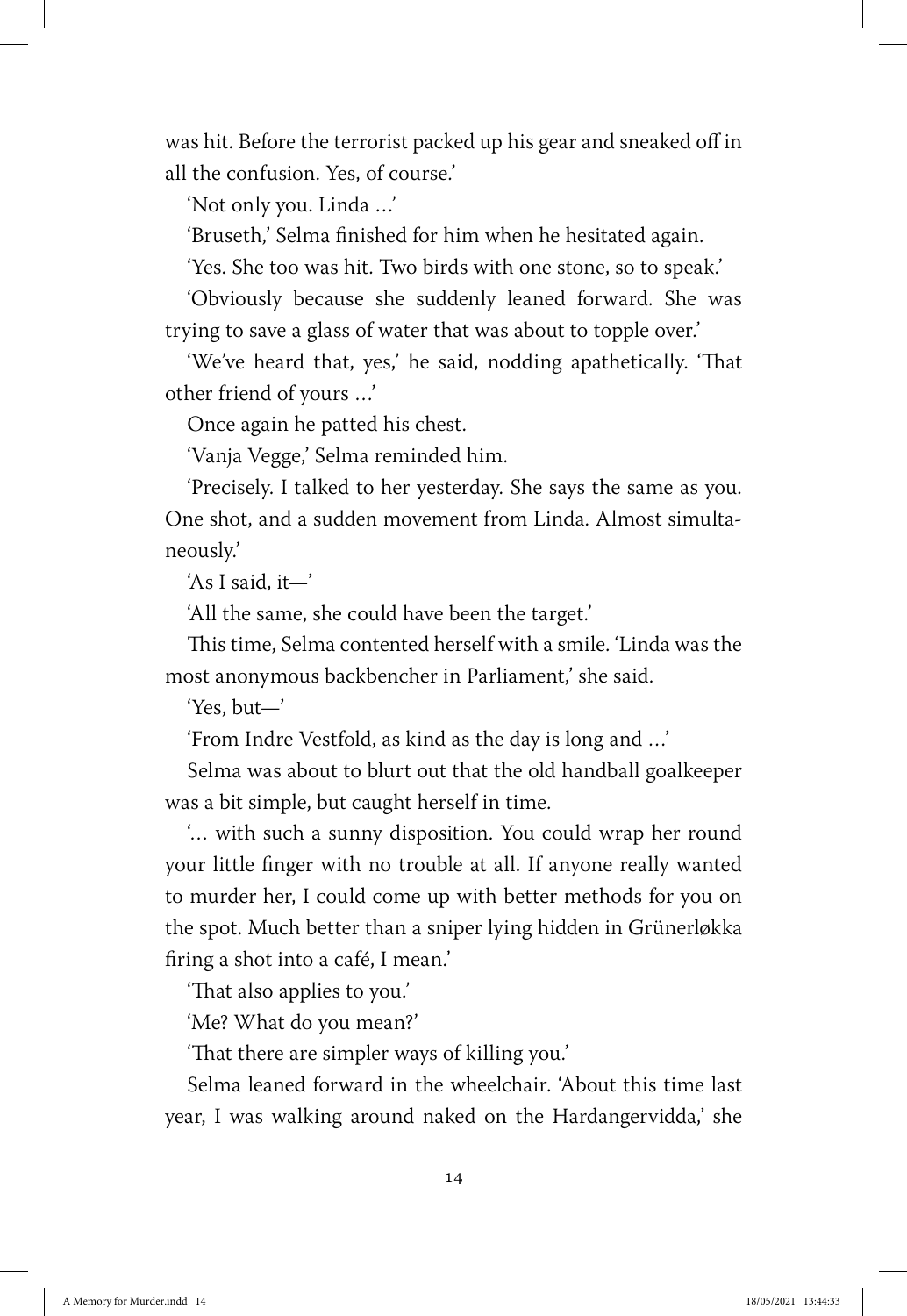was hit. Before the terrorist packed up his gear and sneaked off in all the confusion. Yes, of course.'

'Not only you. Linda …'

'Bruseth,' Selma finished for him when he hesitated again.

'Yes. She too was hit. Two birds with one stone, so to speak.'

'Obviously because she suddenly leaned forward. She was trying to save a glass of water that was about to topple over.'

'We've heard that, yes,' he said, nodding apathetically. 'That other friend of yours …'

Once again he patted his chest.

'Vanja Vegge,' Selma reminded him.

'Precisely. I talked to her yesterday. She says the same as you. One shot, and a sudden movement from Linda. Almost simultaneously.'

'As I said, it—'

'All the same, she could have been the target.'

This time, Selma contented herself with a smile. 'Linda was the most anonymous backbencher in Parliament,' she said.

'Yes, but—'

'From Indre Vestfold, as kind as the day is long and …'

Selma was about to blurt out that the old handball goalkeeper was a bit simple, but caught herself in time.

'… with such a sunny disposition. You could wrap her round your little finger with no trouble at all. If anyone really wanted to murder her, I could come up with better methods for you on the spot. Much better than a sniper lying hidden in Grünerløkka firing a shot into a café, I mean.'

'That also applies to you.'

'Me? What do you mean?'

'That there are simpler ways of killing you.'

Selma leaned forward in the wheelchair. 'About this time last year, I was walking around naked on the Hardangervidda,' she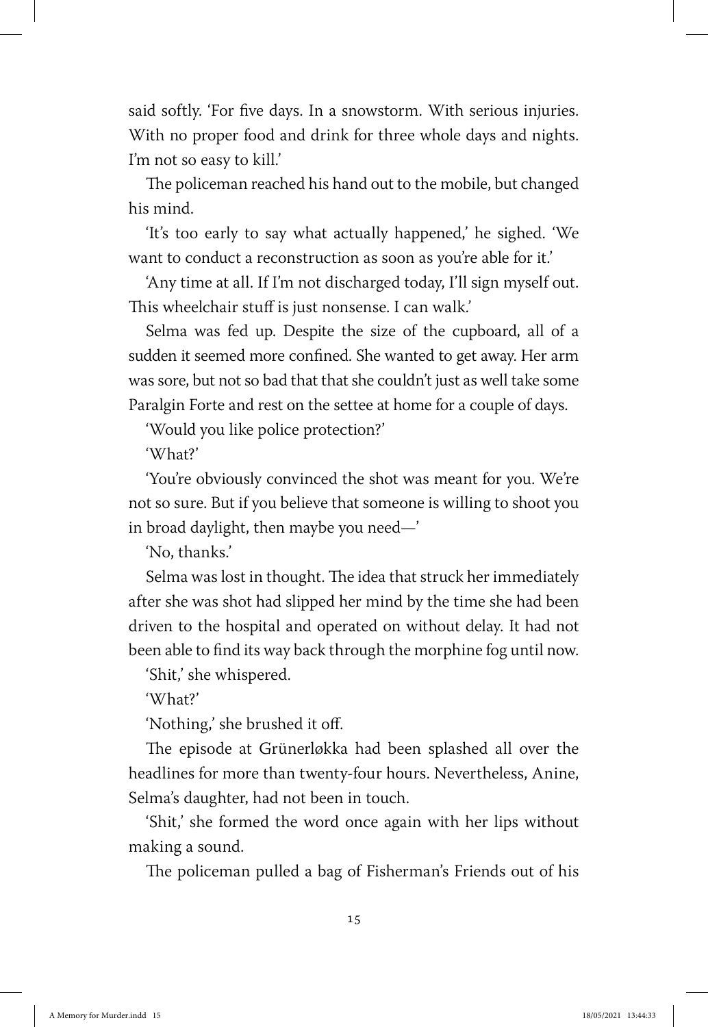said softly. 'For five days. In a snowstorm. With serious injuries. With no proper food and drink for three whole days and nights. I'm not so easy to kill.'

The policeman reached his hand out to the mobile, but changed his mind.

'It's too early to say what actually happened,' he sighed. 'We want to conduct a reconstruction as soon as you're able for it.'

'Any time at all. If I'm not discharged today, I'll sign myself out. This wheelchair stuff is just nonsense. I can walk.'

Selma was fed up. Despite the size of the cupboard, all of a sudden it seemed more confined. She wanted to get away. Her arm was sore, but not so bad that that she couldn't just as well take some Paralgin Forte and rest on the settee at home for a couple of days.

'Would you like police protection?'

'What?'

'You're obviously convinced the shot was meant for you. We're not so sure. But if you believe that someone is willing to shoot you in broad daylight, then maybe you need—'

'No, thanks.'

Selma was lost in thought. The idea that struck her immediately after she was shot had slipped her mind by the time she had been driven to the hospital and operated on without delay. It had not been able to find its way back through the morphine fog until now.

'Shit,' she whispered.

'What?'

'Nothing,' she brushed it off.

The episode at Grünerløkka had been splashed all over the headlines for more than twenty-four hours. Nevertheless, Anine, Selma's daughter, had not been in touch.

'Shit,' she formed the word once again with her lips without making a sound.

The policeman pulled a bag of Fisherman's Friends out of his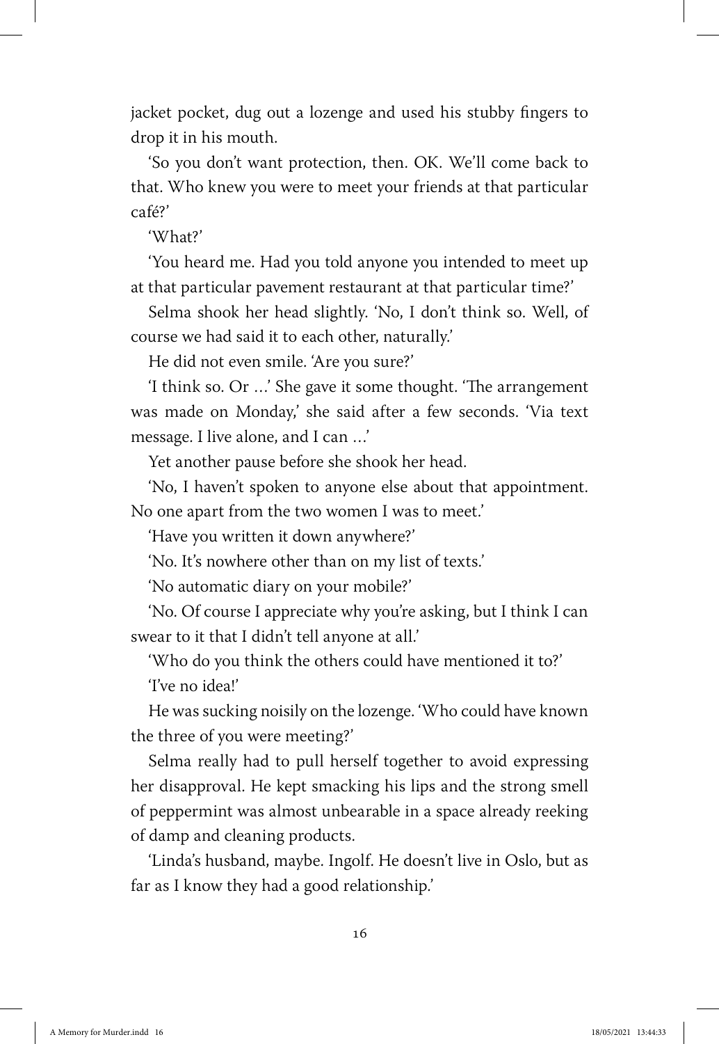jacket pocket, dug out a lozenge and used his stubby fingers to drop it in his mouth.

'So you don't want protection, then. OK. We'll come back to that. Who knew you were to meet your friends at that particular café?'

'What?'

'You heard me. Had you told anyone you intended to meet up at that particular pavement restaurant at that particular time?'

Selma shook her head slightly. 'No, I don't think so. Well, of course we had said it to each other, naturally.'

He did not even smile. 'Are you sure?'

'I think so. Or …' She gave it some thought. 'The arrangement was made on Monday,' she said after a few seconds. 'Via text message. I live alone, and I can …'

Yet another pause before she shook her head.

'No, I haven't spoken to anyone else about that appointment. No one apart from the two women I was to meet.'

'Have you written it down anywhere?'

'No. It's nowhere other than on my list of texts.'

'No automatic diary on your mobile?'

'No. Of course I appreciate why you're asking, but I think I can swear to it that I didn't tell anyone at all.'

'Who do you think the others could have mentioned it to?'

'I've no idea!'

He was sucking noisily on the lozenge. 'Who could have known the three of you were meeting?'

Selma really had to pull herself together to avoid expressing her disapproval. He kept smacking his lips and the strong smell of peppermint was almost unbearable in a space already reeking of damp and cleaning products.

'Linda's husband, maybe. Ingolf. He doesn't live in Oslo, but as far as I know they had a good relationship.'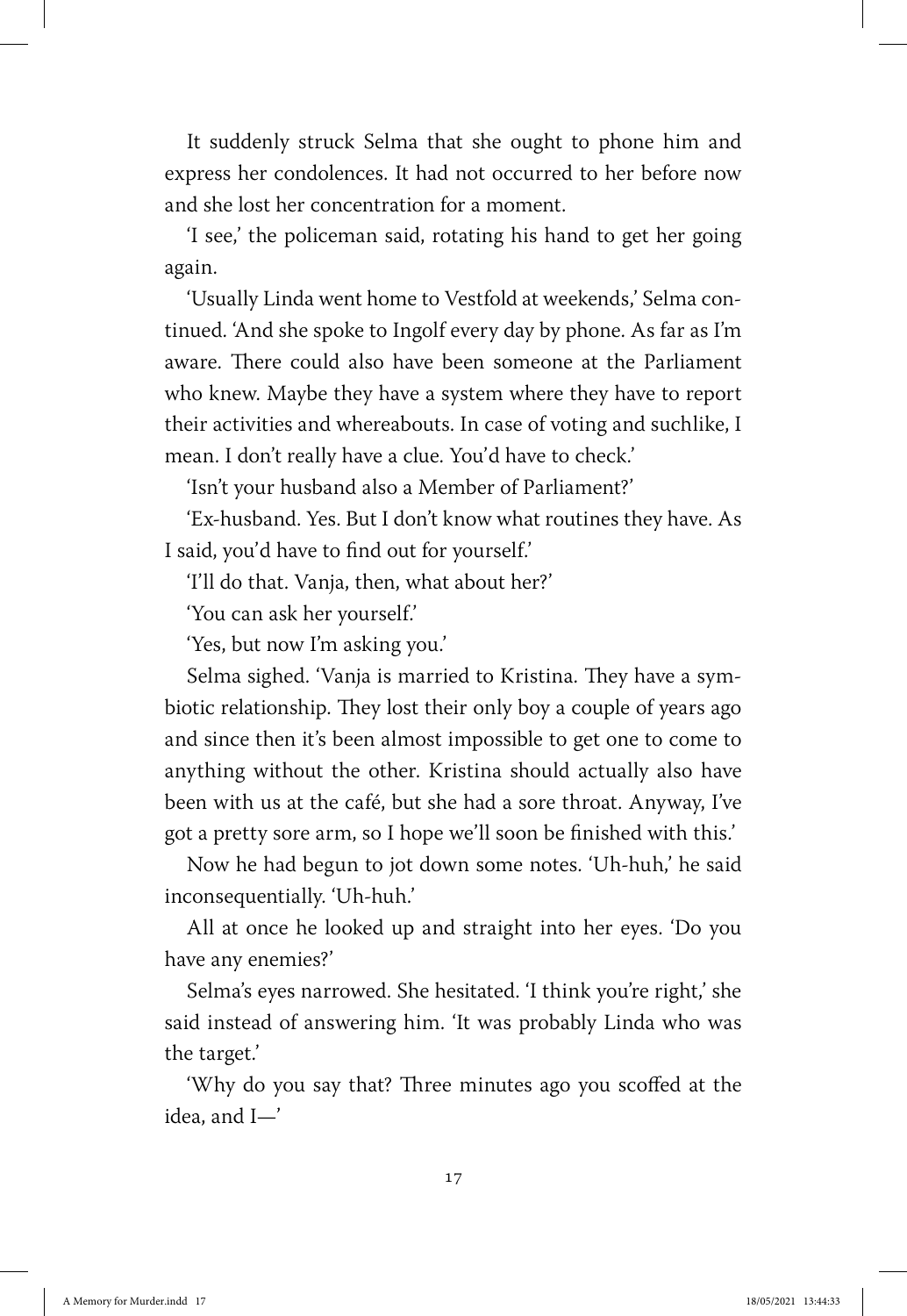It suddenly struck Selma that she ought to phone him and express her condolences. It had not occurred to her before now and she lost her concentration for a moment.

'I see,' the policeman said, rotating his hand to get her going again.

'Usually Linda went home to Vestfold at weekends,' Selma continued. 'And she spoke to Ingolf every day by phone. As far as I'm aware. There could also have been someone at the Parliament who knew. Maybe they have a system where they have to report their activities and whereabouts. In case of voting and suchlike, I mean. I don't really have a clue. You'd have to check.'

'Isn't your husband also a Member of Parliament?'

'Ex-husband. Yes. But I don't know what routines they have. As I said, you'd have to find out for yourself.'

'I'll do that. Vanja, then, what about her?'

'You can ask her yourself.'

'Yes, but now I'm asking you.'

Selma sighed. 'Vanja is married to Kristina. They have a symbiotic relationship. They lost their only boy a couple of years ago and since then it's been almost impossible to get one to come to anything without the other. Kristina should actually also have been with us at the café, but she had a sore throat. Anyway, I've got a pretty sore arm, so I hope we'll soon be finished with this.'

Now he had begun to jot down some notes. 'Uh-huh,' he said inconsequentially. 'Uh-huh.'

All at once he looked up and straight into her eyes. 'Do you have any enemies?'

Selma's eyes narrowed. She hesitated. 'I think you're right,' she said instead of answering him. 'It was probably Linda who was the target.'

'Why do you say that? Three minutes ago you scoffed at the idea, and I—'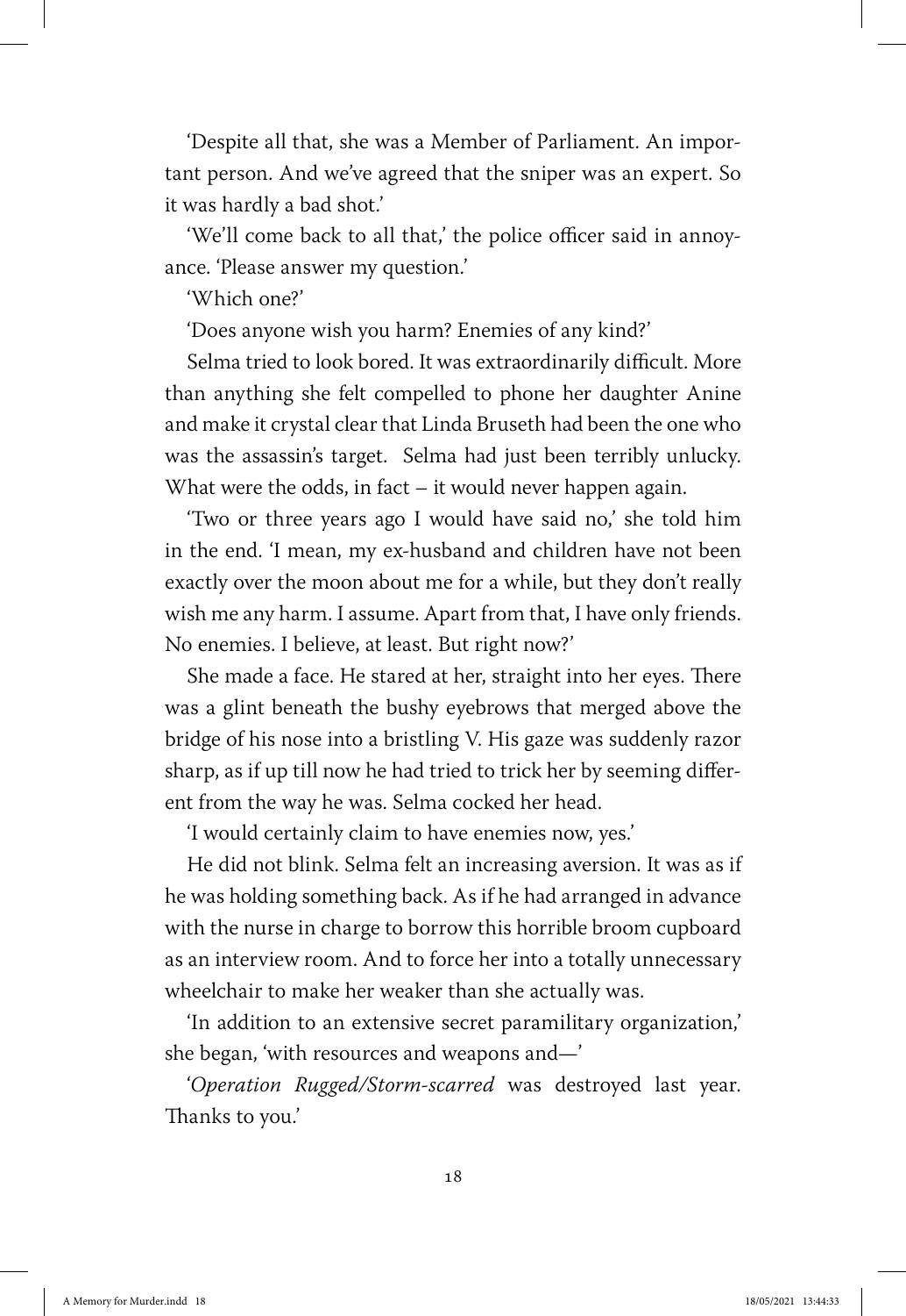'Despite all that, she was a Member of Parliament. An important person. And we've agreed that the sniper was an expert. So it was hardly a bad shot.'

'We'll come back to all that,' the police officer said in annoyance. 'Please answer my question.'

'Which one?'

'Does anyone wish you harm? Enemies of any kind?'

Selma tried to look bored. It was extraordinarily difficult. More than anything she felt compelled to phone her daughter Anine and make it crystal clear that Linda Bruseth had been the one who was the assassin's target. Selma had just been terribly unlucky. What were the odds, in fact – it would never happen again.

'Two or three years ago I would have said no,' she told him in the end. 'I mean, my ex-husband and children have not been exactly over the moon about me for a while, but they don't really wish me any harm. I assume. Apart from that, I have only friends. No enemies. I believe, at least. But right now?'

She made a face. He stared at her, straight into her eyes. There was a glint beneath the bushy eyebrows that merged above the bridge of his nose into a bristling V. His gaze was suddenly razor sharp, as if up till now he had tried to trick her by seeming different from the way he was. Selma cocked her head.

'I would certainly claim to have enemies now, yes.'

He did not blink. Selma felt an increasing aversion. It was as if he was holding something back. As if he had arranged in advance with the nurse in charge to borrow this horrible broom cupboard as an interview room. And to force her into a totally unnecessary wheelchair to make her weaker than she actually was.

'In addition to an extensive secret paramilitary organization,' she began, 'with resources and weapons and—'

'*Operation Rugged/Storm-scarred* was destroyed last year. Thanks to you.'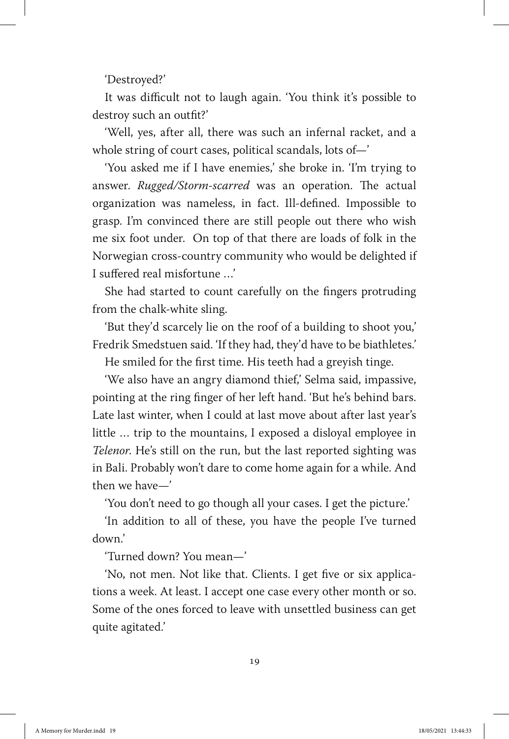'Destroyed?'

It was difficult not to laugh again. 'You think it's possible to destroy such an outfit?'

'Well, yes, after all, there was such an infernal racket, and a whole string of court cases, political scandals, lots of—'

'You asked me if I have enemies,' she broke in. 'I'm trying to answer. *Rugged/Storm-scarred* was an operation. The actual organization was nameless, in fact. Ill-defined. Impossible to grasp. I'm convinced there are still people out there who wish me six foot under. On top of that there are loads of folk in the Norwegian cross-country community who would be delighted if I suffered real misfortune …'

She had started to count carefully on the fingers protruding from the chalk-white sling.

'But they'd scarcely lie on the roof of a building to shoot you,' Fredrik Smedstuen said. 'If they had, they'd have to be biathletes.'

He smiled for the first time. His teeth had a greyish tinge.

'We also have an angry diamond thief,' Selma said, impassive, pointing at the ring finger of her left hand. 'But he's behind bars. Late last winter, when I could at last move about after last year's little … trip to the mountains, I exposed a disloyal employee in *Telenor*. He's still on the run, but the last reported sighting was in Bali. Probably won't dare to come home again for a while. And then we have—'

'You don't need to go though all your cases. I get the picture.'

'In addition to all of these, you have the people I've turned down.'

'Turned down? You mean—'

'No, not men. Not like that. Clients. I get five or six applications a week. At least. I accept one case every other month or so. Some of the ones forced to leave with unsettled business can get quite agitated.'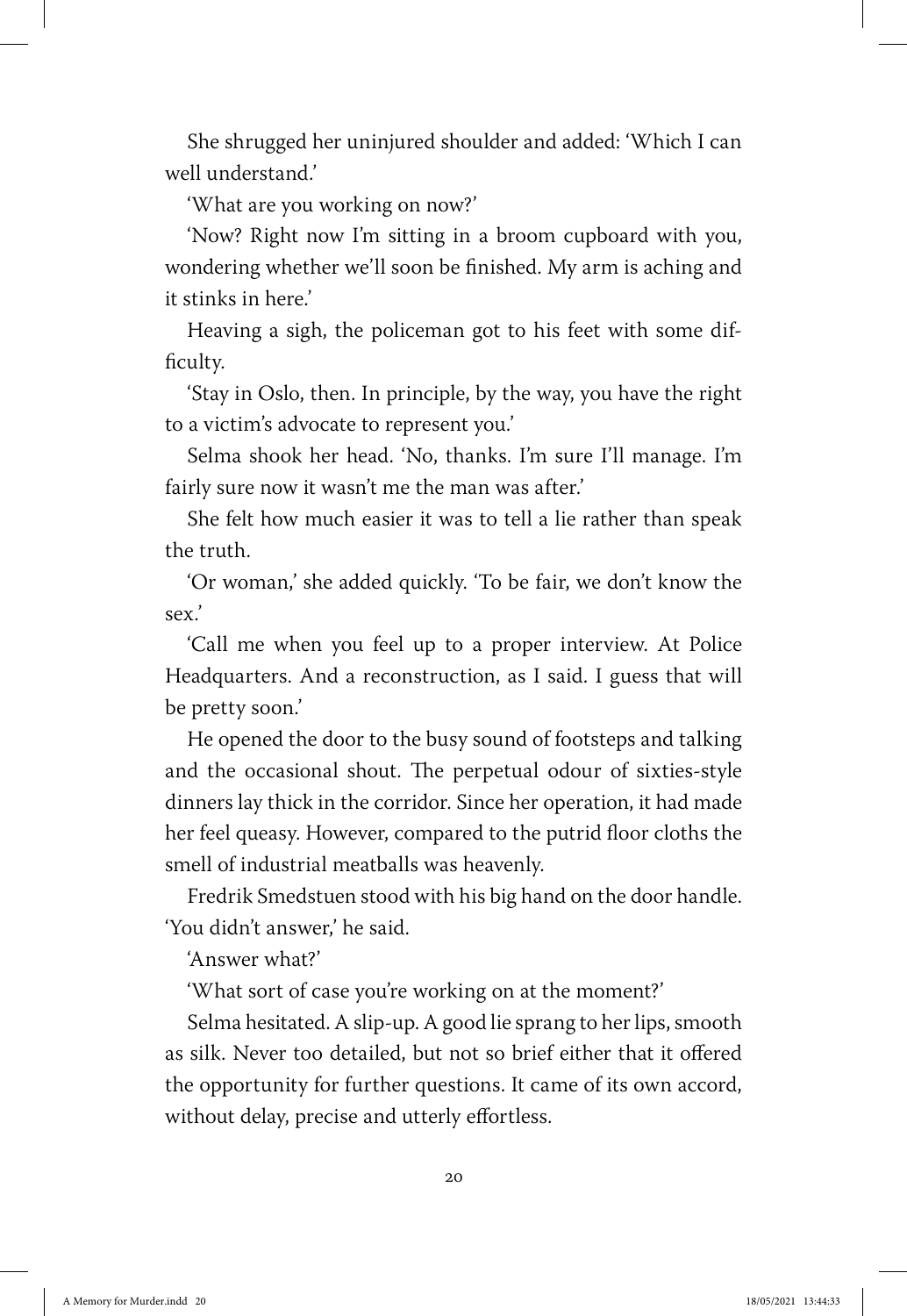She shrugged her uninjured shoulder and added: 'Which I can well understand.'

'What are you working on now?'

'Now? Right now I'm sitting in a broom cupboard with you, wondering whether we'll soon be finished. My arm is aching and it stinks in here.'

Heaving a sigh, the policeman got to his feet with some difficulty.

'Stay in Oslo, then. In principle, by the way, you have the right to a victim's advocate to represent you.'

Selma shook her head. 'No, thanks. I'm sure I'll manage. I'm fairly sure now it wasn't me the man was after.'

She felt how much easier it was to tell a lie rather than speak the truth.

'Or woman,' she added quickly. 'To be fair, we don't know the sex.'

'Call me when you feel up to a proper interview. At Police Headquarters. And a reconstruction, as I said. I guess that will be pretty soon.'

He opened the door to the busy sound of footsteps and talking and the occasional shout. The perpetual odour of sixties-style dinners lay thick in the corridor. Since her operation, it had made her feel queasy. However, compared to the putrid floor cloths the smell of industrial meatballs was heavenly.

Fredrik Smedstuen stood with his big hand on the door handle. 'You didn't answer,' he said.

'Answer what?'

'What sort of case you're working on at the moment?'

Selma hesitated. A slip-up. A good lie sprang to her lips, smooth as silk. Never too detailed, but not so brief either that it offered the opportunity for further questions. It came of its own accord, without delay, precise and utterly effortless.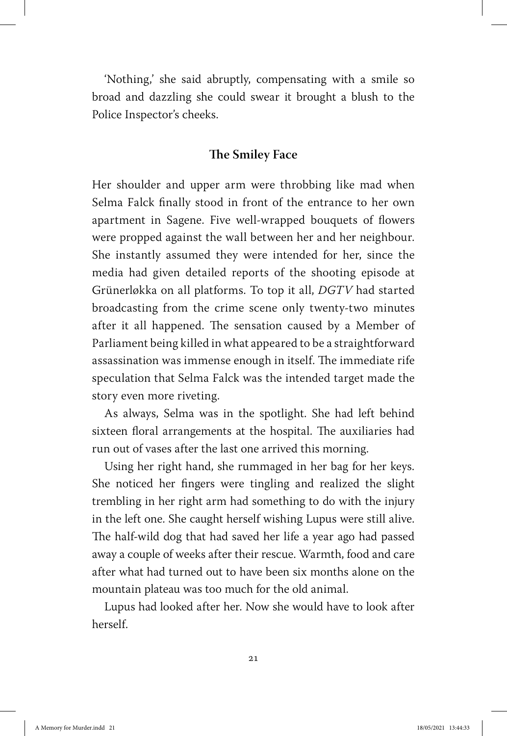'Nothing,' she said abruptly, compensating with a smile so broad and dazzling she could swear it brought a blush to the Police Inspector's cheeks.

## The Smiley Face

Her shoulder and upper arm were throbbing like mad when Selma Falck finally stood in front of the entrance to her own apartment in Sagene. Five well-wrapped bouquets of flowers were propped against the wall between her and her neighbour. She instantly assumed they were intended for her, since the media had given detailed reports of the shooting episode at Grünerløkka on all platforms. To top it all, *DGTV* had started broadcasting from the crime scene only twenty-two minutes after it all happened. The sensation caused by a Member of Parliament being killed in what appeared to be a straightforward assassination was immense enough in itself. The immediate rife speculation that Selma Falck was the intended target made the story even more riveting.

As always, Selma was in the spotlight. She had left behind sixteen floral arrangements at the hospital. The auxiliaries had run out of vases after the last one arrived this morning.

Using her right hand, she rummaged in her bag for her keys. She noticed her fingers were tingling and realized the slight trembling in her right arm had something to do with the injury in the left one. She caught herself wishing Lupus were still alive. The half-wild dog that had saved her life a year ago had passed away a couple of weeks after their rescue. Warmth, food and care after what had turned out to have been six months alone on the mountain plateau was too much for the old animal.

Lupus had looked after her. Now she would have to look after herself.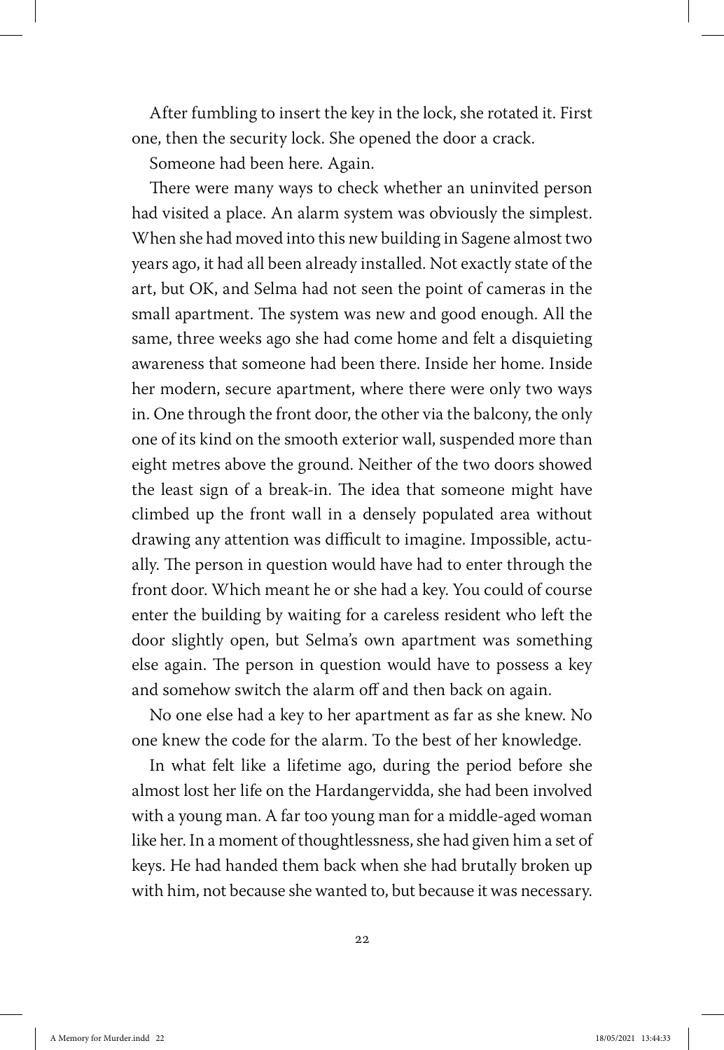After fumbling to insert the key in the lock, she rotated it. First one, then the security lock. She opened the door a crack.

Someone had been here. Again.

There were many ways to check whether an uninvited person had visited a place. An alarm system was obviously the simplest. When she had moved into this new building in Sagene almost two years ago, it had all been already installed. Not exactly state of the art, but OK, and Selma had not seen the point of cameras in the small apartment. The system was new and good enough. All the same, three weeks ago she had come home and felt a disquieting awareness that someone had been there. Inside her home. Inside her modern, secure apartment, where there were only two ways in. One through the front door, the other via the balcony, the only one of its kind on the smooth exterior wall, suspended more than eight metres above the ground. Neither of the two doors showed the least sign of a break-in. The idea that someone might have climbed up the front wall in a densely populated area without drawing any attention was difficult to imagine. Impossible, actually. The person in question would have had to enter through the front door. Which meant he or she had a key. You could of course enter the building by waiting for a careless resident who left the door slightly open, but Selma's own apartment was something else again. The person in question would have to possess a key and somehow switch the alarm off and then back on again.

No one else had a key to her apartment as far as she knew. No one knew the code for the alarm. To the best of her knowledge.

In what felt like a lifetime ago, during the period before she almost lost her life on the Hardangervidda, she had been involved with a young man. A far too young man for a middle-aged woman like her. In a moment of thoughtlessness, she had given him a set of keys. He had handed them back when she had brutally broken up with him, not because she wanted to, but because it was necessary.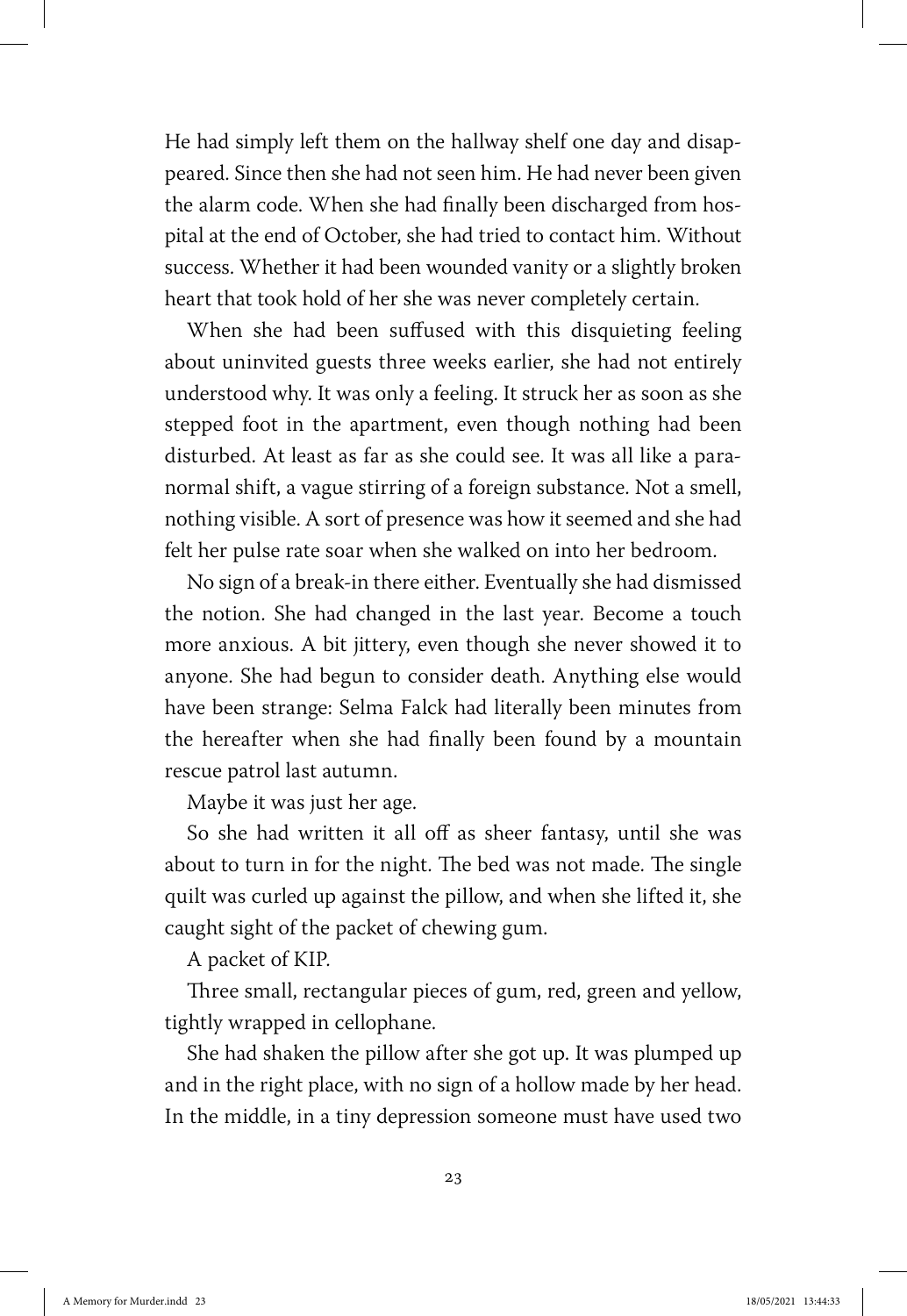He had simply left them on the hallway shelf one day and disappeared. Since then she had not seen him. He had never been given the alarm code. When she had finally been discharged from hospital at the end of October, she had tried to contact him. Without success. Whether it had been wounded vanity or a slightly broken heart that took hold of her she was never completely certain.

When she had been suffused with this disquieting feeling about uninvited guests three weeks earlier, she had not entirely understood why. It was only a feeling. It struck her as soon as she stepped foot in the apartment, even though nothing had been disturbed. At least as far as she could see. It was all like a paranormal shift, a vague stirring of a foreign substance. Not a smell, nothing visible. A sort of presence was how it seemed and she had felt her pulse rate soar when she walked on into her bedroom.

No sign of a break-in there either. Eventually she had dismissed the notion. She had changed in the last year. Become a touch more anxious. A bit jittery, even though she never showed it to anyone. She had begun to consider death. Anything else would have been strange: Selma Falck had literally been minutes from the hereafter when she had finally been found by a mountain rescue patrol last autumn.

Maybe it was just her age.

So she had written it all off as sheer fantasy, until she was about to turn in for the night. The bed was not made. The single quilt was curled up against the pillow, and when she lifted it, she caught sight of the packet of chewing gum.

A packet of KIP.

Three small, rectangular pieces of gum, red, green and yellow, tightly wrapped in cellophane.

She had shaken the pillow after she got up. It was plumped up and in the right place, with no sign of a hollow made by her head. In the middle, in a tiny depression someone must have used two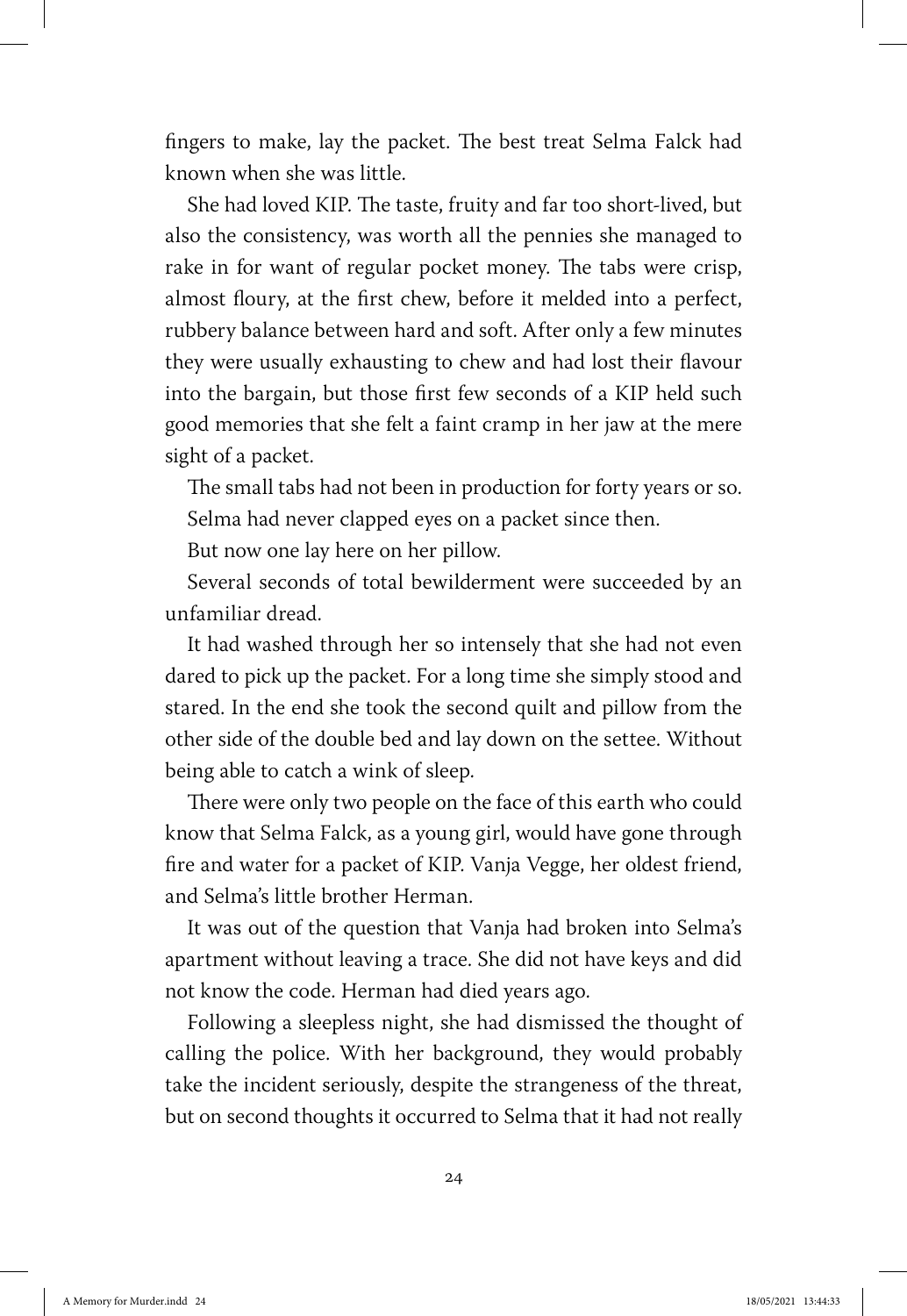fingers to make, lay the packet. The best treat Selma Falck had known when she was little.

She had loved KIP. The taste, fruity and far too short-lived, but also the consistency, was worth all the pennies she managed to rake in for want of regular pocket money. The tabs were crisp, almost floury, at the first chew, before it melded into a perfect, rubbery balance between hard and soft. After only a few minutes they were usually exhausting to chew and had lost their flavour into the bargain, but those first few seconds of a KIP held such good memories that she felt a faint cramp in her jaw at the mere sight of a packet.

The small tabs had not been in production for forty years or so.

Selma had never clapped eyes on a packet since then.

But now one lay here on her pillow.

Several seconds of total bewilderment were succeeded by an unfamiliar dread.

It had washed through her so intensely that she had not even dared to pick up the packet. For a long time she simply stood and stared. In the end she took the second quilt and pillow from the other side of the double bed and lay down on the settee. Without being able to catch a wink of sleep.

There were only two people on the face of this earth who could know that Selma Falck, as a young girl, would have gone through fire and water for a packet of KIP. Vanja Vegge, her oldest friend, and Selma's little brother Herman.

It was out of the question that Vanja had broken into Selma's apartment without leaving a trace. She did not have keys and did not know the code. Herman had died years ago.

Following a sleepless night, she had dismissed the thought of calling the police. With her background, they would probably take the incident seriously, despite the strangeness of the threat, but on second thoughts it occurred to Selma that it had not really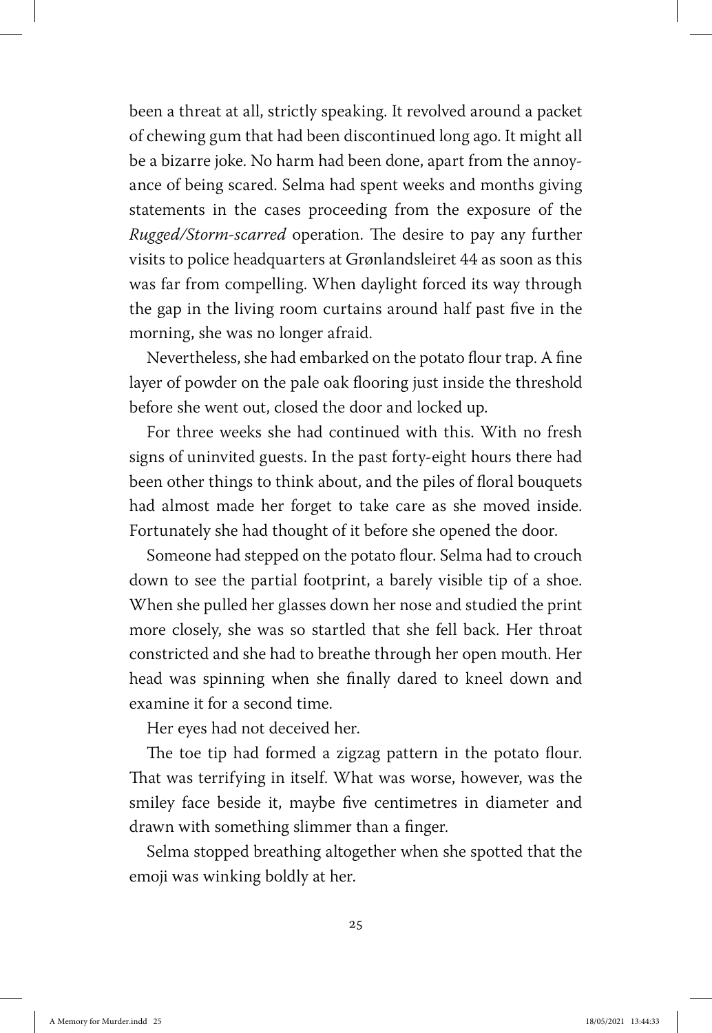been a threat at all, strictly speaking. It revolved around a packet of chewing gum that had been discontinued long ago. It might all be a bizarre joke. No harm had been done, apart from the annoyance of being scared. Selma had spent weeks and months giving statements in the cases proceeding from the exposure of the *Rugged/Storm-scarred* operation. The desire to pay any further visits to police headquarters at Grønlandsleiret 44 as soon as this was far from compelling. When daylight forced its way through the gap in the living room curtains around half past five in the morning, she was no longer afraid.

Nevertheless, she had embarked on the potato flour trap. A fine layer of powder on the pale oak flooring just inside the threshold before she went out, closed the door and locked up.

For three weeks she had continued with this. With no fresh signs of uninvited guests. In the past forty-eight hours there had been other things to think about, and the piles of floral bouquets had almost made her forget to take care as she moved inside. Fortunately she had thought of it before she opened the door.

Someone had stepped on the potato flour. Selma had to crouch down to see the partial footprint, a barely visible tip of a shoe. When she pulled her glasses down her nose and studied the print more closely, she was so startled that she fell back. Her throat constricted and she had to breathe through her open mouth. Her head was spinning when she finally dared to kneel down and examine it for a second time.

Her eyes had not deceived her.

The toe tip had formed a zigzag pattern in the potato flour. That was terrifying in itself. What was worse, however, was the smiley face beside it, maybe five centimetres in diameter and drawn with something slimmer than a finger.

Selma stopped breathing altogether when she spotted that the emoji was winking boldly at her.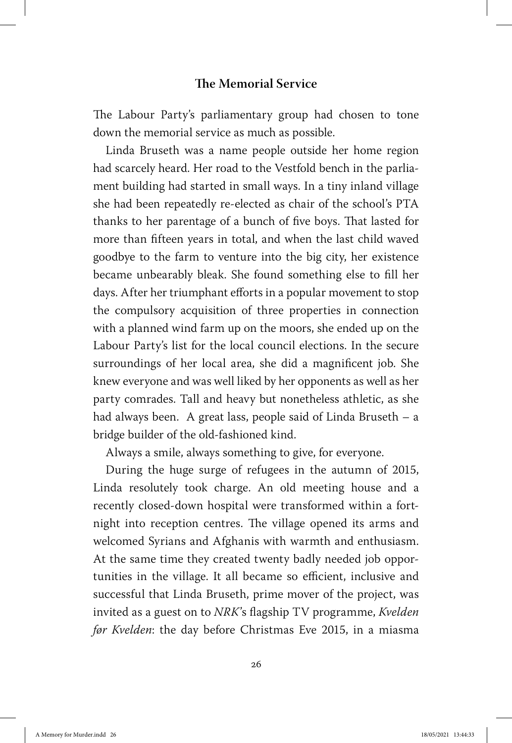## The Memorial Service

The Labour Party's parliamentary group had chosen to tone down the memorial service as much as possible.

Linda Bruseth was a name people outside her home region had scarcely heard. Her road to the Vestfold bench in the parliament building had started in small ways. In a tiny inland village she had been repeatedly re-elected as chair of the school's PTA thanks to her parentage of a bunch of five boys. That lasted for more than fifteen years in total, and when the last child waved goodbye to the farm to venture into the big city, her existence became unbearably bleak. She found something else to fill her days. After her triumphant efforts in a popular movement to stop the compulsory acquisition of three properties in connection with a planned wind farm up on the moors, she ended up on the Labour Party's list for the local council elections. In the secure surroundings of her local area, she did a magnificent job. She knew everyone and was well liked by her opponents as well as her party comrades. Tall and heavy but nonetheless athletic, as she had always been. A great lass, people said of Linda Bruseth – a bridge builder of the old-fashioned kind.

Always a smile, always something to give, for everyone.

During the huge surge of refugees in the autumn of 2015, Linda resolutely took charge. An old meeting house and a recently closed-down hospital were transformed within a fortnight into reception centres. The village opened its arms and welcomed Syrians and Afghanis with warmth and enthusiasm. At the same time they created twenty badly needed job opportunities in the village. It all became so efficient, inclusive and successful that Linda Bruseth, prime mover of the project, was invited as a guest on to *NRK*'s flagship TV programme, *Kvelden før Kvelden*: the day before Christmas Eve 2015, in a miasma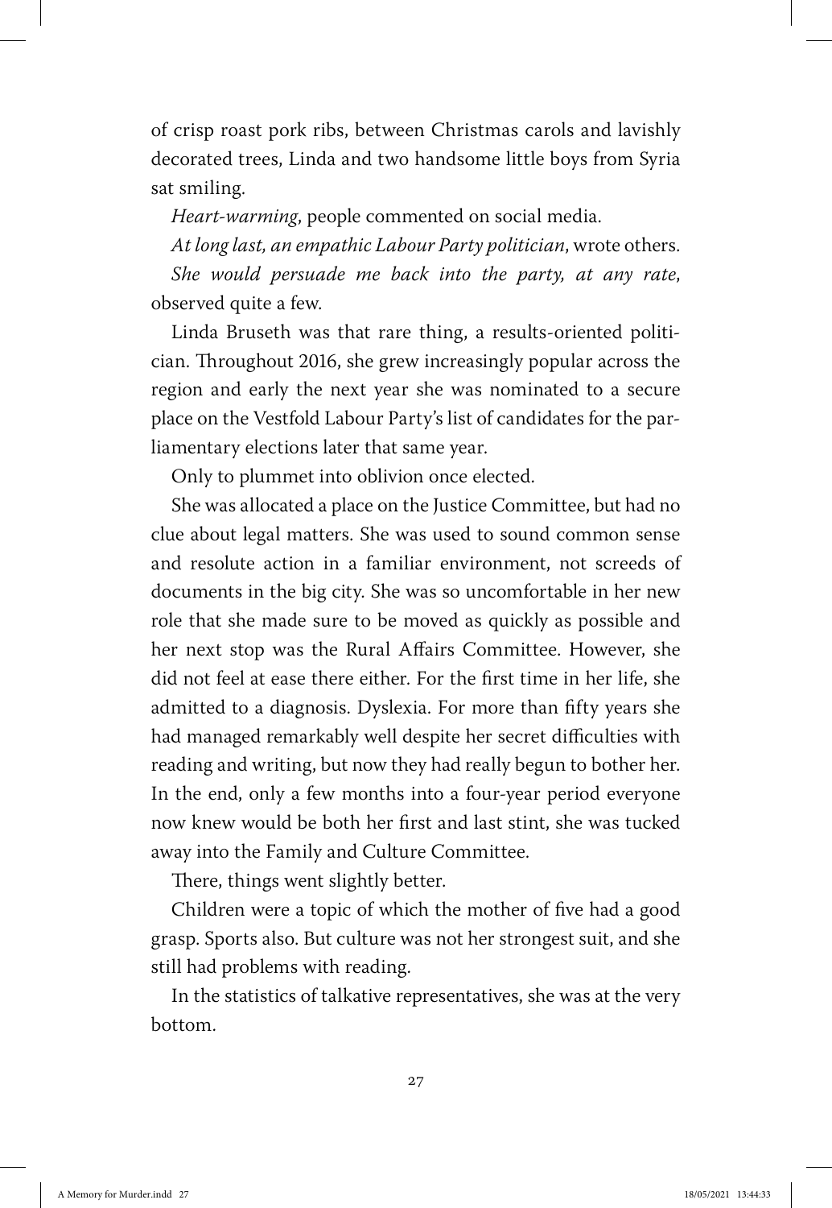of crisp roast pork ribs, between Christmas carols and lavishly decorated trees, Linda and two handsome little boys from Syria sat smiling.

*Heart-warming*, people commented on social media.

*At long last, an empathic Labour Party politician*, wrote others.

*She would persuade me back into the party, at any rate*, observed quite a few.

Linda Bruseth was that rare thing, a results-oriented politician. Throughout 2016, she grew increasingly popular across the region and early the next year she was nominated to a secure place on the Vestfold Labour Party's list of candidates for the parliamentary elections later that same year.

Only to plummet into oblivion once elected.

She was allocated a place on the Justice Committee, but had no clue about legal matters. She was used to sound common sense and resolute action in a familiar environment, not screeds of documents in the big city. She was so uncomfortable in her new role that she made sure to be moved as quickly as possible and her next stop was the Rural Affairs Committee. However, she did not feel at ease there either. For the first time in her life, she admitted to a diagnosis. Dyslexia. For more than fifty years she had managed remarkably well despite her secret difficulties with reading and writing, but now they had really begun to bother her. In the end, only a few months into a four-year period everyone now knew would be both her first and last stint, she was tucked away into the Family and Culture Committee.

There, things went slightly better.

Children were a topic of which the mother of five had a good grasp. Sports also. But culture was not her strongest suit, and she still had problems with reading.

In the statistics of talkative representatives, she was at the very bottom.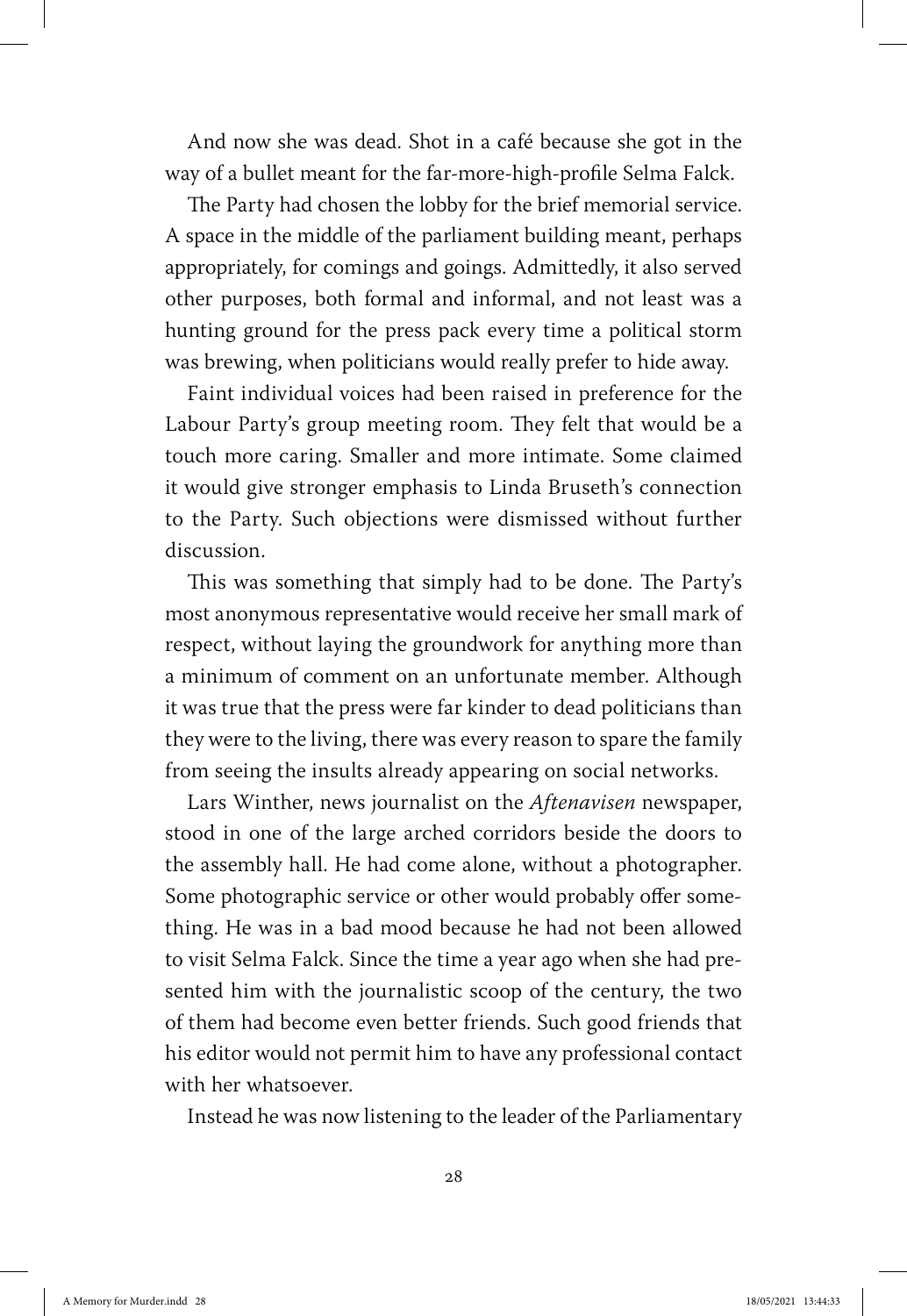And now she was dead. Shot in a café because she got in the way of a bullet meant for the far-more-high-profile Selma Falck.

The Party had chosen the lobby for the brief memorial service. A space in the middle of the parliament building meant, perhaps appropriately, for comings and goings. Admittedly, it also served other purposes, both formal and informal, and not least was a hunting ground for the press pack every time a political storm was brewing, when politicians would really prefer to hide away.

Faint individual voices had been raised in preference for the Labour Party's group meeting room. They felt that would be a touch more caring. Smaller and more intimate. Some claimed it would give stronger emphasis to Linda Bruseth's connection to the Party. Such objections were dismissed without further discussion.

This was something that simply had to be done. The Party's most anonymous representative would receive her small mark of respect, without laying the groundwork for anything more than a minimum of comment on an unfortunate member. Although it was true that the press were far kinder to dead politicians than they were to the living, there was every reason to spare the family from seeing the insults already appearing on social networks.

Lars Winther, news journalist on the *Aftenavisen* newspaper, stood in one of the large arched corridors beside the doors to the assembly hall. He had come alone, without a photographer. Some photographic service or other would probably offer something. He was in a bad mood because he had not been allowed to visit Selma Falck. Since the time a year ago when she had presented him with the journalistic scoop of the century, the two of them had become even better friends. Such good friends that his editor would not permit him to have any professional contact with her whatsoever.

Instead he was now listening to the leader of the Parliamentary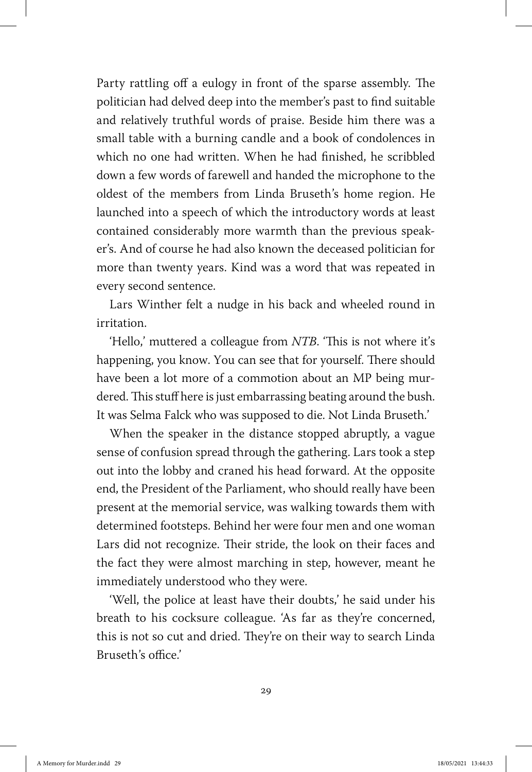Party rattling off a eulogy in front of the sparse assembly. The politician had delved deep into the member's past to find suitable and relatively truthful words of praise. Beside him there was a small table with a burning candle and a book of condolences in which no one had written. When he had finished, he scribbled down a few words of farewell and handed the microphone to the oldest of the members from Linda Bruseth's home region. He launched into a speech of which the introductory words at least contained considerably more warmth than the previous speaker's. And of course he had also known the deceased politician for more than twenty years. Kind was a word that was repeated in every second sentence.

Lars Winther felt a nudge in his back and wheeled round in irritation.

'Hello,' muttered a colleague from *NTB*. 'This is not where it's happening, you know. You can see that for yourself. There should have been a lot more of a commotion about an MP being murdered. This stuff here is just embarrassing beating around the bush. It was Selma Falck who was supposed to die. Not Linda Bruseth.'

When the speaker in the distance stopped abruptly, a vague sense of confusion spread through the gathering. Lars took a step out into the lobby and craned his head forward. At the opposite end, the President of the Parliament, who should really have been present at the memorial service, was walking towards them with determined footsteps. Behind her were four men and one woman Lars did not recognize. Their stride, the look on their faces and the fact they were almost marching in step, however, meant he immediately understood who they were.

'Well, the police at least have their doubts,' he said under his breath to his cocksure colleague. 'As far as they're concerned, this is not so cut and dried. They're on their way to search Linda Bruseth's office.'